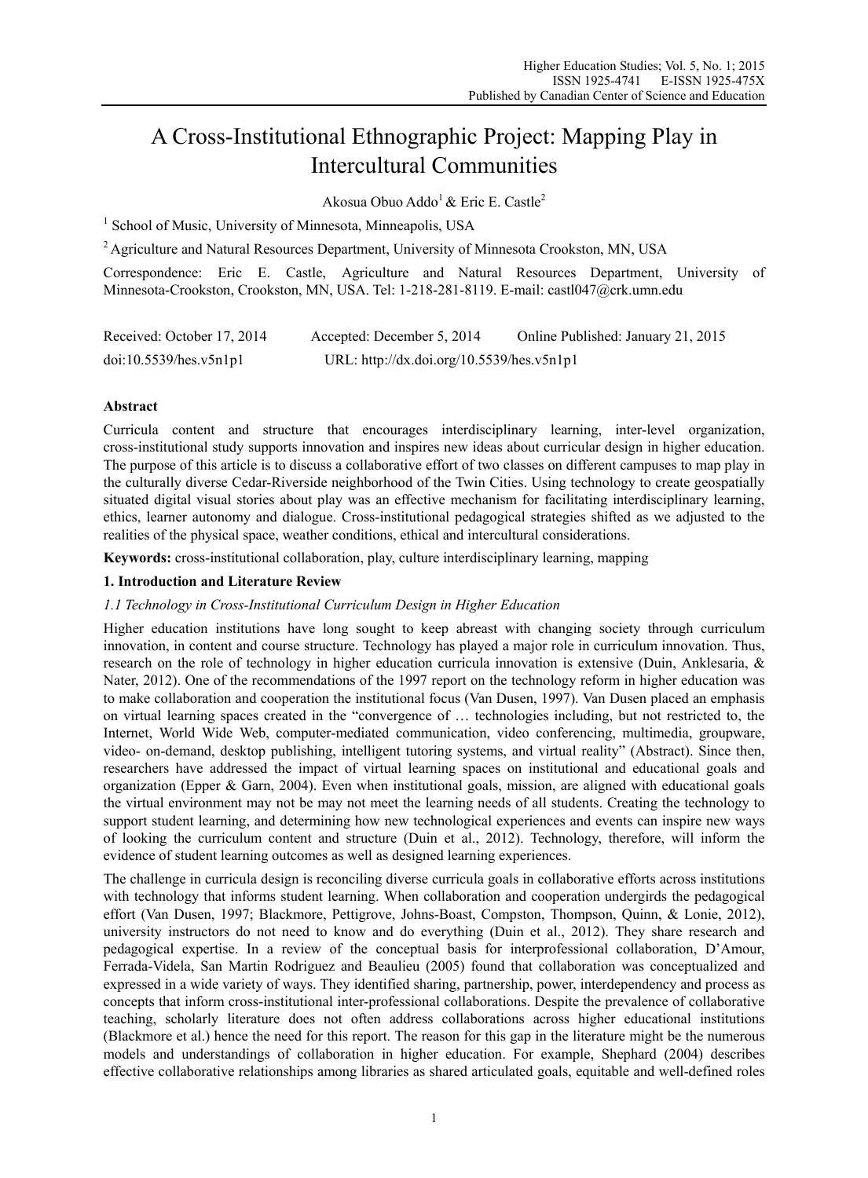# A Cross-Institutional Ethnographic Project: Mapping Play in Intercultural Communities

Akosua Obuo Addo[1] & Eric E. Castle[2]

[1] School of Music, University of Minnesota, Minneapolis, USA

[2] Agriculture and Natural Resources Department, University of Minnesota Crookston, MN, USA

Correspondence: Eric E. Castle, Agriculture and Natural Resources Department, University of Minnesota-Crookston, Crookston, MN, USA. Tel: 1-218-281-8119. E-mail: castl047@crk.umn.edu

Received: October 17, 2014 Accepted: December 5, 2014 Online Published: January 21, 2015

doi:10.5539/hes.v5n1p1 URL: http://dx.doi.org/10.5539/hes.v5n1p1

## Abstract

Curricula content and structure that encourages interdisciplinary learning, inter-level organization, cross-institutional study supports innovation and inspires new ideas about curricular design in higher education. The purpose of this article is to discuss a collaborative effort of two classes on different campuses to map play in the culturally diverse Cedar-Riverside neighborhood of the Twin Cities. Using technology to create geospatially situated digital visual stories about play was an effective mechanism for facilitating interdisciplinary learning, ethics, learner autonomy and dialogue. Cross-institutional pedagogical strategies shifted as we adjusted to the realities of the physical space, weather conditions, ethical and intercultural considerations.

**Keywords:** cross-institutional collaboration, play, culture interdisciplinary learning, mapping

## 1. Introduction and Literature Review

### *1.1 Technology in Cross-Institutional Curriculum Design in Higher Education*

Higher education institutions have long sought to keep abreast with changing society through curriculum innovation, in content and course structure. Technology has played a major role in curriculum innovation. Thus, research on the role of technology in higher education curricula innovation is extensive (Duin, Anklesaria, & Nater, 2012). One of the recommendations of the 1997 report on the technology reform in higher education was to make collaboration and cooperation the institutional focus (Van Dusen, 1997). Van Dusen placed an emphasis on virtual learning spaces created in the "convergence of … technologies including, but not restricted to, the Internet, World Wide Web, computer-mediated communication, video conferencing, multimedia, groupware, video- on-demand, desktop publishing, intelligent tutoring systems, and virtual reality" (Abstract). Since then, researchers have addressed the impact of virtual learning spaces on institutional and educational goals and organization (Epper & Garn, 2004). Even when institutional goals, mission, are aligned with educational goals the virtual environment may not be may not meet the learning needs of all students. Creating the technology to support student learning, and determining how new technological experiences and events can inspire new ways of looking the curriculum content and structure (Duin et al., 2012). Technology, therefore, will inform the evidence of student learning outcomes as well as designed learning experiences.

The challenge in curricula design is reconciling diverse curricula goals in collaborative efforts across institutions with technology that informs student learning. When collaboration and cooperation undergirds the pedagogical effort (Van Dusen, 1997; Blackmore, Pettigrove, Johns-Boast, Compston, Thompson, Quinn, & Lonie, 2012), university instructors do not need to know and do everything (Duin et al., 2012). They share research and pedagogical expertise. In a review of the conceptual basis for interprofessional collaboration, D'Amour, Ferrada-Videla, San Martin Rodriguez and Beaulieu (2005) found that collaboration was conceptualized and expressed in a wide variety of ways. They identified sharing, partnership, power, interdependency and process as concepts that inform cross-institutional inter-professional collaborations. Despite the prevalence of collaborative teaching, scholarly literature does not often address collaborations across higher educational institutions (Blackmore et al.) hence the need for this report. The reason for this gap in the literature might be the numerous models and understandings of collaboration in higher education. For example, Shephard (2004) describes effective collaborative relationships among libraries as shared articulated goals, equitable and well-defined roles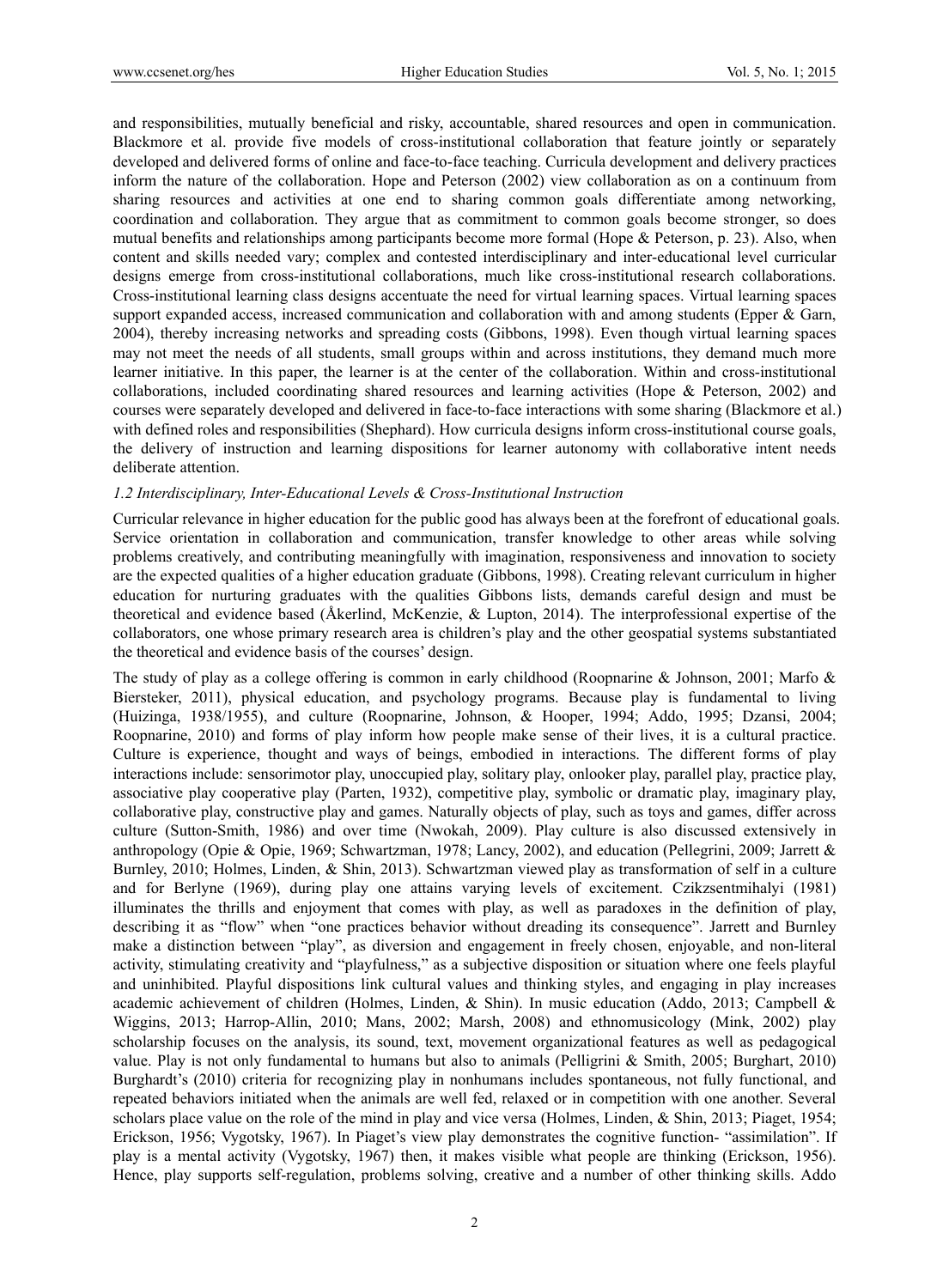and responsibilities, mutually beneficial and risky, accountable, shared resources and open in communication. Blackmore et al. provide five models of cross-institutional collaboration that feature jointly or separately developed and delivered forms of online and face-to-face teaching. Curricula development and delivery practices inform the nature of the collaboration. Hope and Peterson (2002) view collaboration as on a continuum from sharing resources and activities at one end to sharing common goals differentiate among networking, coordination and collaboration. They argue that as commitment to common goals become stronger, so does mutual benefits and relationships among participants become more formal (Hope & Peterson, p. 23). Also, when content and skills needed vary; complex and contested interdisciplinary and inter-educational level curricular designs emerge from cross-institutional collaborations, much like cross-institutional research collaborations. Cross-institutional learning class designs accentuate the need for virtual learning spaces. Virtual learning spaces support expanded access, increased communication and collaboration with and among students (Epper & Garn, 2004), thereby increasing networks and spreading costs (Gibbons, 1998). Even though virtual learning spaces may not meet the needs of all students, small groups within and across institutions, they demand much more learner initiative. In this paper, the learner is at the center of the collaboration. Within and cross-institutional collaborations, included coordinating shared resources and learning activities (Hope & Peterson, 2002) and courses were separately developed and delivered in face-to-face interactions with some sharing (Blackmore et al.) with defined roles and responsibilities (Shephard). How curricula designs inform cross-institutional course goals, the delivery of instruction and learning dispositions for learner autonomy with collaborative intent needs deliberate attention.

### *1.2 Interdisciplinary, Inter-Educational Levels & Cross-Institutional Instruction*

Curricular relevance in higher education for the public good has always been at the forefront of educational goals. Service orientation in collaboration and communication, transfer knowledge to other areas while solving problems creatively, and contributing meaningfully with imagination, responsiveness and innovation to society are the expected qualities of a higher education graduate (Gibbons, 1998). Creating relevant curriculum in higher education for nurturing graduates with the qualities Gibbons lists, demands careful design and must be theoretical and evidence based (Åkerlind, McKenzie, & Lupton, 2014). The interprofessional expertise of the collaborators, one whose primary research area is children's play and the other geospatial systems substantiated the theoretical and evidence basis of the courses' design.

The study of play as a college offering is common in early childhood (Roopnarine & Johnson, 2001; Marfo & Biersteker, 2011), physical education, and psychology programs. Because play is fundamental to living (Huizinga, 1938/1955), and culture (Roopnarine, Johnson, & Hooper, 1994; Addo, 1995; Dzansi, 2004; Roopnarine, 2010) and forms of play inform how people make sense of their lives, it is a cultural practice. Culture is experience, thought and ways of beings, embodied in interactions. The different forms of play interactions include: sensorimotor play, unoccupied play, solitary play, onlooker play, parallel play, practice play, associative play cooperative play (Parten, 1932), competitive play, symbolic or dramatic play, imaginary play, collaborative play, constructive play and games. Naturally objects of play, such as toys and games, differ across culture (Sutton-Smith, 1986) and over time (Nwokah, 2009). Play culture is also discussed extensively in anthropology (Opie & Opie, 1969; Schwartzman, 1978; Lancy, 2002), and education (Pellegrini, 2009; Jarrett & Burnley, 2010; Holmes, Linden, & Shin, 2013). Schwartzman viewed play as transformation of self in a culture and for Berlyne (1969), during play one attains varying levels of excitement. Czikzsentmihalyi (1981) illuminates the thrills and enjoyment that comes with play, as well as paradoxes in the definition of play, describing it as "flow" when "one practices behavior without dreading its consequence". Jarrett and Burnley make a distinction between "play", as diversion and engagement in freely chosen, enjoyable, and non-literal activity, stimulating creativity and "playfulness," as a subjective disposition or situation where one feels playful and uninhibited. Playful dispositions link cultural values and thinking styles, and engaging in play increases academic achievement of children (Holmes, Linden, & Shin). In music education (Addo, 2013; Campbell & Wiggins, 2013; Harrop-Allin, 2010; Mans, 2002; Marsh, 2008) and ethnomusicology (Mink, 2002) play scholarship focuses on the analysis, its sound, text, movement organizational features as well as pedagogical value. Play is not only fundamental to humans but also to animals (Pelligrini & Smith, 2005; Burghart, 2010) Burghardt's (2010) criteria for recognizing play in nonhumans includes spontaneous, not fully functional, and repeated behaviors initiated when the animals are well fed, relaxed or in competition with one another. Several scholars place value on the role of the mind in play and vice versa (Holmes, Linden, & Shin, 2013; Piaget, 1954; Erickson, 1956; Vygotsky, 1967). In Piaget's view play demonstrates the cognitive function- "assimilation". If play is a mental activity (Vygotsky, 1967) then, it makes visible what people are thinking (Erickson, 1956). Hence, play supports self-regulation, problems solving, creative and a number of other thinking skills. Addo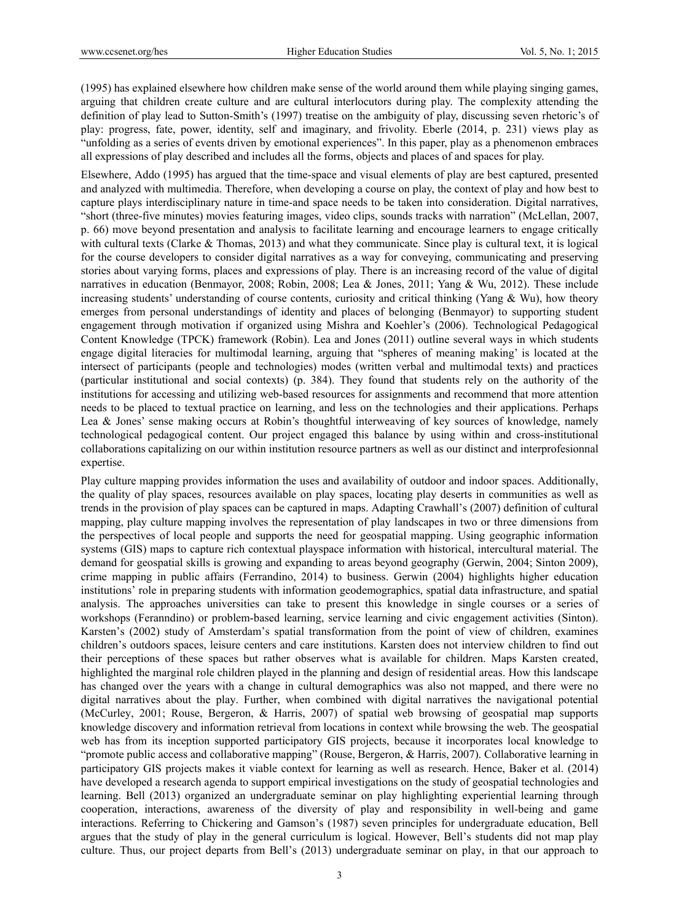(1995) has explained elsewhere how children make sense of the world around them while playing singing games, arguing that children create culture and are cultural interlocutors during play. The complexity attending the definition of play lead to Sutton-Smith's (1997) treatise on the ambiguity of play, discussing seven rhetoric's of play: progress, fate, power, identity, self and imaginary, and frivolity. Eberle (2014, p. 231) views play as "unfolding as a series of events driven by emotional experiences". In this paper, play as a phenomenon embraces all expressions of play described and includes all the forms, objects and places of and spaces for play.

Elsewhere, Addo (1995) has argued that the time-space and visual elements of play are best captured, presented and analyzed with multimedia. Therefore, when developing a course on play, the context of play and how best to capture plays interdisciplinary nature in time-and space needs to be taken into consideration. Digital narratives, "short (three-five minutes) movies featuring images, video clips, sounds tracks with narration" (McLellan, 2007, p. 66) move beyond presentation and analysis to facilitate learning and encourage learners to engage critically with cultural texts (Clarke & Thomas, 2013) and what they communicate. Since play is cultural text, it is logical for the course developers to consider digital narratives as a way for conveying, communicating and preserving stories about varying forms, places and expressions of play. There is an increasing record of the value of digital narratives in education (Benmayor, 2008; Robin, 2008; Lea & Jones, 2011; Yang & Wu, 2012). These include increasing students' understanding of course contents, curiosity and critical thinking (Yang & Wu), how theory emerges from personal understandings of identity and places of belonging (Benmayor) to supporting student engagement through motivation if organized using Mishra and Koehler's (2006). Technological Pedagogical Content Knowledge (TPCK) framework (Robin). Lea and Jones (2011) outline several ways in which students engage digital literacies for multimodal learning, arguing that "spheres of meaning making' is located at the intersect of participants (people and technologies) modes (written verbal and multimodal texts) and practices (particular institutional and social contexts) (p. 384). They found that students rely on the authority of the institutions for accessing and utilizing web-based resources for assignments and recommend that more attention needs to be placed to textual practice on learning, and less on the technologies and their applications. Perhaps Lea & Jones' sense making occurs at Robin's thoughtful interweaving of key sources of knowledge, namely technological pedagogical content. Our project engaged this balance by using within and cross-institutional collaborations capitalizing on our within institution resource partners as well as our distinct and interprofesionnal expertise.

Play culture mapping provides information the uses and availability of outdoor and indoor spaces. Additionally, the quality of play spaces, resources available on play spaces, locating play deserts in communities as well as trends in the provision of play spaces can be captured in maps. Adapting Crawhall's (2007) definition of cultural mapping, play culture mapping involves the representation of play landscapes in two or three dimensions from the perspectives of local people and supports the need for geospatial mapping. Using geographic information systems (GIS) maps to capture rich contextual playspace information with historical, intercultural material. The demand for geospatial skills is growing and expanding to areas beyond geography (Gerwin, 2004; Sinton 2009), crime mapping in public affairs (Ferrandino, 2014) to business. Gerwin (2004) highlights higher education institutions' role in preparing students with information geodemographics, spatial data infrastructure, and spatial analysis. The approaches universities can take to present this knowledge in single courses or a series of workshops (Feranndino) or problem-based learning, service learning and civic engagement activities (Sinton). Karsten's (2002) study of Amsterdam's spatial transformation from the point of view of children, examines children's outdoors spaces, leisure centers and care institutions. Karsten does not interview children to find out their perceptions of these spaces but rather observes what is available for children. Maps Karsten created, highlighted the marginal role children played in the planning and design of residential areas. How this landscape has changed over the years with a change in cultural demographics was also not mapped, and there were no digital narratives about the play. Further, when combined with digital narratives the navigational potential (McCurley, 2001; Rouse, Bergeron, & Harris, 2007) of spatial web browsing of geospatial map supports knowledge discovery and information retrieval from locations in context while browsing the web. The geospatial web has from its inception supported participatory GIS projects, because it incorporates local knowledge to "promote public access and collaborative mapping" (Rouse, Bergeron, & Harris, 2007). Collaborative learning in participatory GIS projects makes it viable context for learning as well as research. Hence, Baker et al. (2014) have developed a research agenda to support empirical investigations on the study of geospatial technologies and learning. Bell (2013) organized an undergraduate seminar on play highlighting experiential learning through cooperation, interactions, awareness of the diversity of play and responsibility in well-being and game interactions. Referring to Chickering and Gamson's (1987) seven principles for undergraduate education, Bell argues that the study of play in the general curriculum is logical. However, Bell's students did not map play culture. Thus, our project departs from Bell's (2013) undergraduate seminar on play, in that our approach to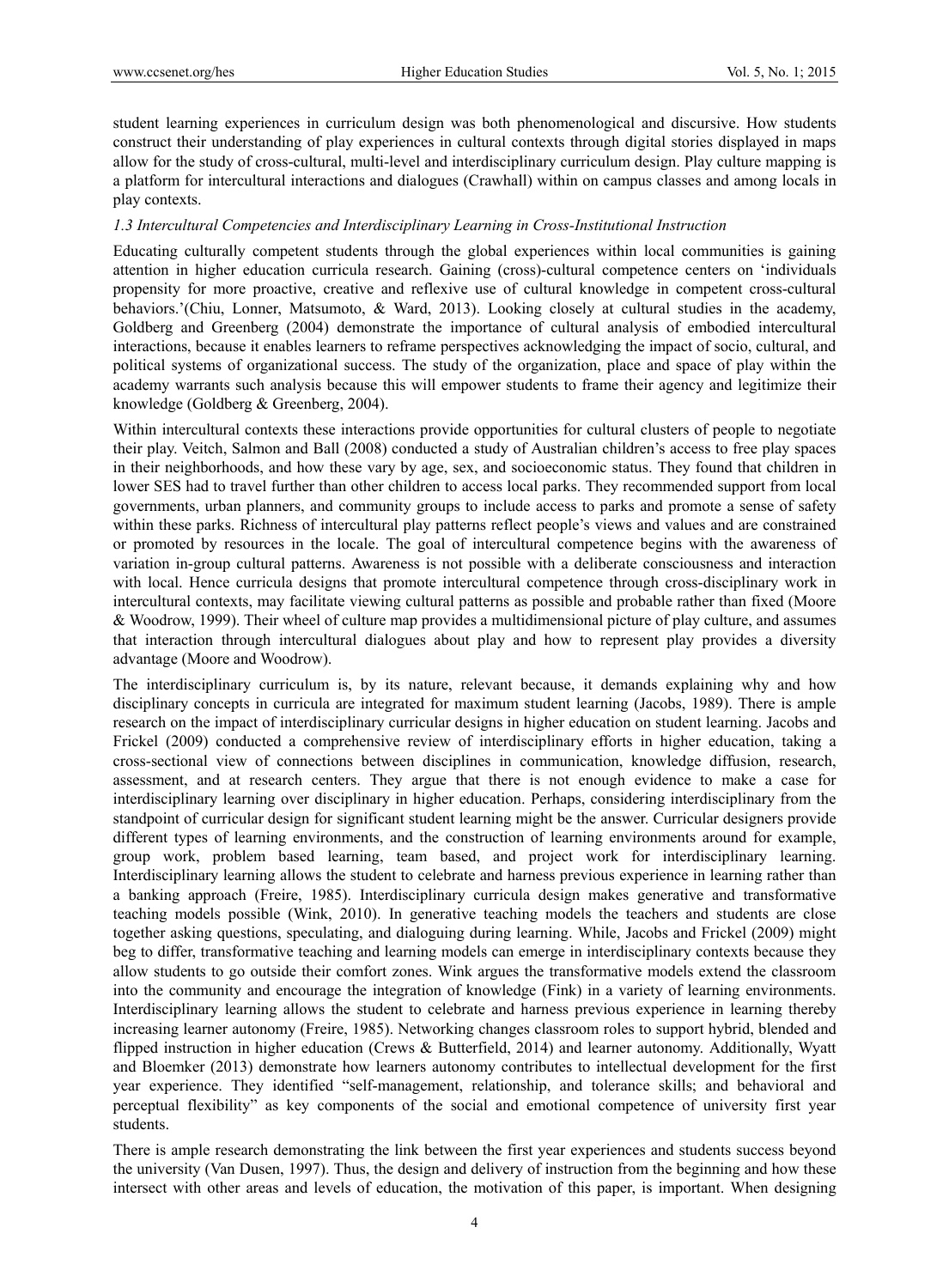student learning experiences in curriculum design was both phenomenological and discursive. How students construct their understanding of play experiences in cultural contexts through digital stories displayed in maps allow for the study of cross-cultural, multi-level and interdisciplinary curriculum design. Play culture mapping is a platform for intercultural interactions and dialogues (Crawhall) within on campus classes and among locals in play contexts.

### *1.3 Intercultural Competencies and Interdisciplinary Learning in Cross-Institutional Instruction*

Educating culturally competent students through the global experiences within local communities is gaining attention in higher education curricula research. Gaining (cross)-cultural competence centers on 'individuals propensity for more proactive, creative and reflexive use of cultural knowledge in competent cross-cultural behaviors.'(Chiu, Lonner, Matsumoto, & Ward, 2013). Looking closely at cultural studies in the academy, Goldberg and Greenberg (2004) demonstrate the importance of cultural analysis of embodied intercultural interactions, because it enables learners to reframe perspectives acknowledging the impact of socio, cultural, and political systems of organizational success. The study of the organization, place and space of play within the academy warrants such analysis because this will empower students to frame their agency and legitimize their knowledge (Goldberg & Greenberg, 2004).

Within intercultural contexts these interactions provide opportunities for cultural clusters of people to negotiate their play. Veitch, Salmon and Ball (2008) conducted a study of Australian children's access to free play spaces in their neighborhoods, and how these vary by age, sex, and socioeconomic status. They found that children in lower SES had to travel further than other children to access local parks. They recommended support from local governments, urban planners, and community groups to include access to parks and promote a sense of safety within these parks. Richness of intercultural play patterns reflect people's views and values and are constrained or promoted by resources in the locale. The goal of intercultural competence begins with the awareness of variation in-group cultural patterns. Awareness is not possible with a deliberate consciousness and interaction with local. Hence curricula designs that promote intercultural competence through cross-disciplinary work in intercultural contexts, may facilitate viewing cultural patterns as possible and probable rather than fixed (Moore & Woodrow, 1999). Their wheel of culture map provides a multidimensional picture of play culture, and assumes that interaction through intercultural dialogues about play and how to represent play provides a diversity advantage (Moore and Woodrow).

The interdisciplinary curriculum is, by its nature, relevant because, it demands explaining why and how disciplinary concepts in curricula are integrated for maximum student learning (Jacobs, 1989). There is ample research on the impact of interdisciplinary curricular designs in higher education on student learning. Jacobs and Frickel (2009) conducted a comprehensive review of interdisciplinary efforts in higher education, taking a cross-sectional view of connections between disciplines in communication, knowledge diffusion, research, assessment, and at research centers. They argue that there is not enough evidence to make a case for interdisciplinary learning over disciplinary in higher education. Perhaps, considering interdisciplinary from the standpoint of curricular design for significant student learning might be the answer. Curricular designers provide different types of learning environments, and the construction of learning environments around for example, group work, problem based learning, team based, and project work for interdisciplinary learning. Interdisciplinary learning allows the student to celebrate and harness previous experience in learning rather than a banking approach (Freire, 1985). Interdisciplinary curricula design makes generative and transformative teaching models possible (Wink, 2010). In generative teaching models the teachers and students are close together asking questions, speculating, and dialoguing during learning. While, Jacobs and Frickel (2009) might beg to differ, transformative teaching and learning models can emerge in interdisciplinary contexts because they allow students to go outside their comfort zones. Wink argues the transformative models extend the classroom into the community and encourage the integration of knowledge (Fink) in a variety of learning environments. Interdisciplinary learning allows the student to celebrate and harness previous experience in learning thereby increasing learner autonomy (Freire, 1985). Networking changes classroom roles to support hybrid, blended and flipped instruction in higher education (Crews & Butterfield, 2014) and learner autonomy. Additionally, Wyatt and Bloemker (2013) demonstrate how learners autonomy contributes to intellectual development for the first year experience. They identified "self-management, relationship, and tolerance skills; and behavioral and perceptual flexibility" as key components of the social and emotional competence of university first year students.

There is ample research demonstrating the link between the first year experiences and students success beyond the university (Van Dusen, 1997). Thus, the design and delivery of instruction from the beginning and how these intersect with other areas and levels of education, the motivation of this paper, is important. When designing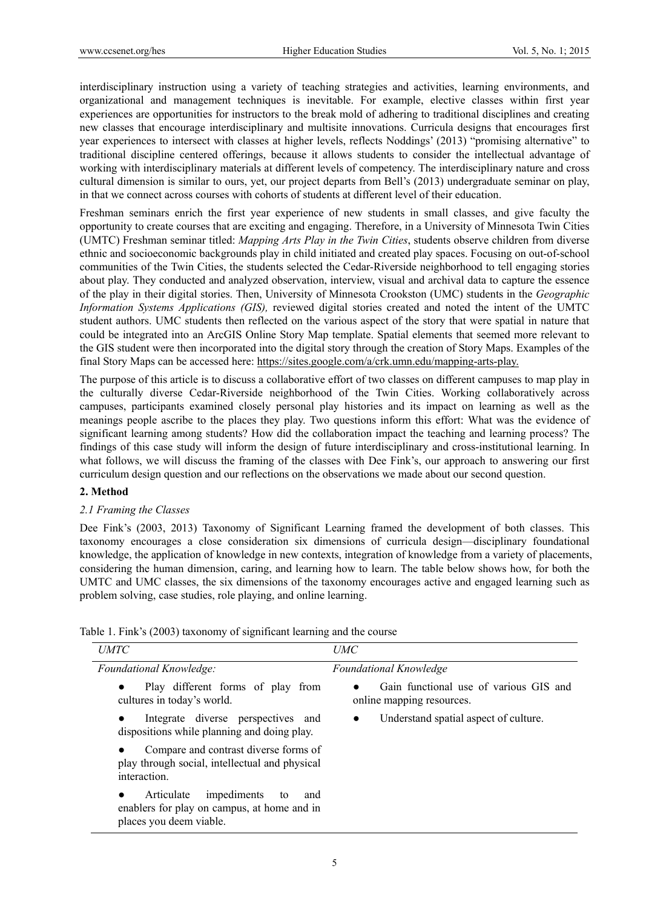interdisciplinary instruction using a variety of teaching strategies and activities, learning environments, and organizational and management techniques is inevitable. For example, elective classes within first year experiences are opportunities for instructors to the break mold of adhering to traditional disciplines and creating new classes that encourage interdisciplinary and multisite innovations. Curricula designs that encourages first year experiences to intersect with classes at higher levels, reflects Noddings' (2013) "promising alternative" to traditional discipline centered offerings, because it allows students to consider the intellectual advantage of working with interdisciplinary materials at different levels of competency. The interdisciplinary nature and cross cultural dimension is similar to ours, yet, our project departs from Bell's (2013) undergraduate seminar on play, in that we connect across courses with cohorts of students at different level of their education.

Freshman seminars enrich the first year experience of new students in small classes, and give faculty the opportunity to create courses that are exciting and engaging. Therefore, in a University of Minnesota Twin Cities (UMTC) Freshman seminar titled: *Mapping Arts Play in the Twin Cities*, students observe children from diverse ethnic and socioeconomic backgrounds play in child initiated and created play spaces. Focusing on out-of-school communities of the Twin Cities, the students selected the Cedar-Riverside neighborhood to tell engaging stories about play. They conducted and analyzed observation, interview, visual and archival data to capture the essence of the play in their digital stories. Then, University of Minnesota Crookston (UMC) students in the *Geographic Information Systems Applications (GIS),* reviewed digital stories created and noted the intent of the UMTC student authors. UMC students then reflected on the various aspect of the story that were spatial in nature that could be integrated into an ArcGIS Online Story Map template. Spatial elements that seemed more relevant to the GIS student were then incorporated into the digital story through the creation of Story Maps. Examples of the final Story Maps can be accessed here: https://sites.google.com/a/crk.umn.edu/mapping-arts-play.

The purpose of this article is to discuss a collaborative effort of two classes on different campuses to map play in the culturally diverse Cedar-Riverside neighborhood of the Twin Cities. Working collaboratively across campuses, participants examined closely personal play histories and its impact on learning as well as the meanings people ascribe to the places they play. Two questions inform this effort: What was the evidence of significant learning among students? How did the collaboration impact the teaching and learning process? The findings of this case study will inform the design of future interdisciplinary and cross-institutional learning. In what follows, we will discuss the framing of the classes with Dee Fink's, our approach to answering our first curriculum design question and our reflections on the observations we made about our second question.

## 2. Method

### 2.1 Framing the Classes

Dee Fink's (2003, 2013) Taxonomy of Significant Learning framed the development of both classes. This taxonomy encourages a close consideration six dimensions of curricula design—disciplinary foundational knowledge, the application of knowledge in new contexts, integration of knowledge from a variety of placements, considering the human dimension, caring, and learning how to learn. The table below shows how, for both the UMTC and UMC classes, the six dimensions of the taxonomy encourages active and engaged learning such as problem solving, case studies, role playing, and online learning.

Table 1. Fink's (2003) taxonomy of significant learning and the course

| *UMTC* | *UMC* |
|---|---|
| *Foundational Knowledge:* | *Foundational Knowledge* |
| ● Play different forms of play from cultures in today's world. | ● Gain functional use of various GIS and online mapping resources. |
| ● Integrate diverse perspectives and dispositions while planning and doing play. | ● Understand spatial aspect of culture. |
| ● Compare and contrast diverse forms of play through social, intellectual and physical interaction. | |
| ● Articulate impediments to and enablers for play on campus, at home and in places you deem viable. | |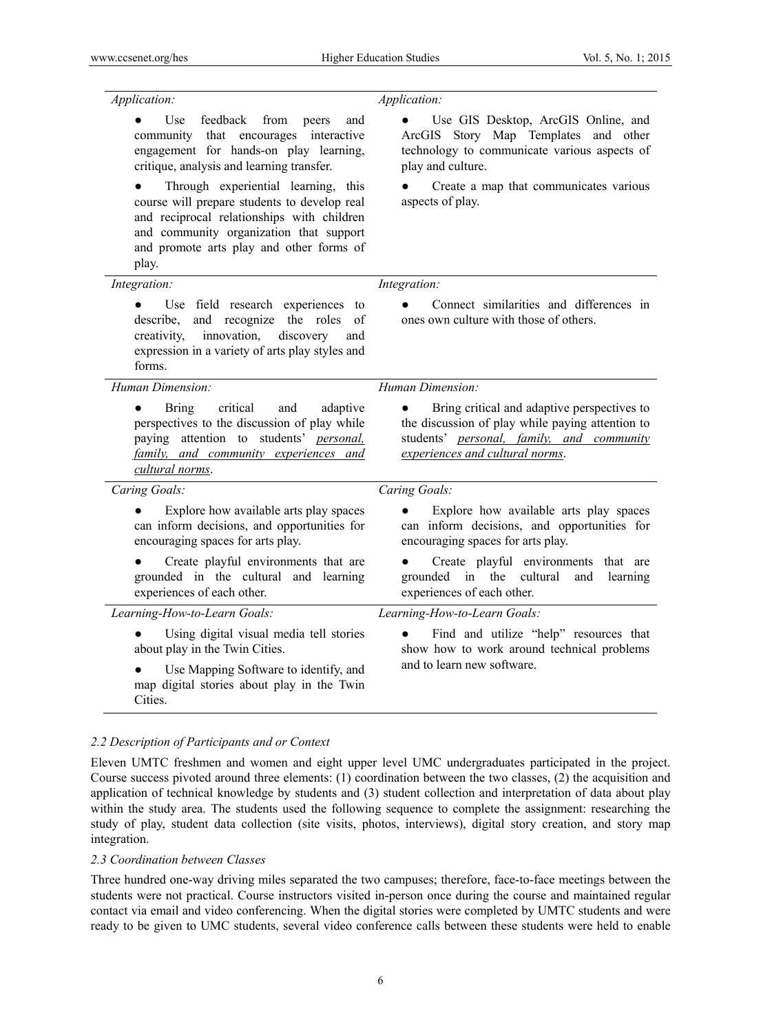| | |
|---|---|
| *Application:* <br> ● Use feedback from peers and community that encourages interactive engagement for hands-on play learning, critique, analysis and learning transfer. <br> ● Through experiential learning, this course will prepare students to develop real and reciprocal relationships with children and community organization that support and promote arts play and other forms of play. | *Application:* <br> ● Use GIS Desktop, ArcGIS Online, and ArcGIS Story Map Templates and other technology to communicate various aspects of play and culture. <br> ● Create a map that communicates various aspects of play. |
| *Integration:* <br> ● Use field research experiences to describe, and recognize the roles of creativity, innovation, discovery and expression in a variety of arts play styles and forms. | *Integration:* <br> ● Connect similarities and differences in ones own culture with those of others. |
| *Human Dimension:* <br> ● Bring critical and adaptive perspectives to the discussion of play while paying attention to students' <u>*personal, family, and community experiences and cultural norms*</u>. | *Human Dimension:* <br> ● Bring critical and adaptive perspectives to the discussion of play while paying attention to students' <u>*personal, family, and community experiences and cultural norms*</u>. |
| *Caring Goals:* <br> ● Explore how available arts play spaces can inform decisions, and opportunities for encouraging spaces for arts play. <br> ● Create playful environments that are grounded in the cultural and learning experiences of each other. | *Caring Goals:* <br> ● Explore how available arts play spaces can inform decisions, and opportunities for encouraging spaces for arts play. <br> ● Create playful environments that are grounded in the cultural and learning experiences of each other. |
| *Learning-How-to-Learn Goals:* <br> ● Using digital visual media tell stories about play in the Twin Cities. <br> ● Use Mapping Software to identify, and map digital stories about play in the Twin Cities. | *Learning-How-to-Learn Goals:* <br> ● Find and utilize "help" resources that show how to work around technical problems and to learn new software. |

### *2.2 Description of Participants and or Context*

Eleven UMTC freshmen and women and eight upper level UMC undergraduates participated in the project. Course success pivoted around three elements: (1) coordination between the two classes, (2) the acquisition and application of technical knowledge by students and (3) student collection and interpretation of data about play within the study area. The students used the following sequence to complete the assignment: researching the study of play, student data collection (site visits, photos, interviews), digital story creation, and story map integration.

### *2.3 Coordination between Classes*

Three hundred one-way driving miles separated the two campuses; therefore, face-to-face meetings between the students were not practical. Course instructors visited in-person once during the course and maintained regular contact via email and video conferencing. When the digital stories were completed by UMTC students and were ready to be given to UMC students, several video conference calls between these students were held to enable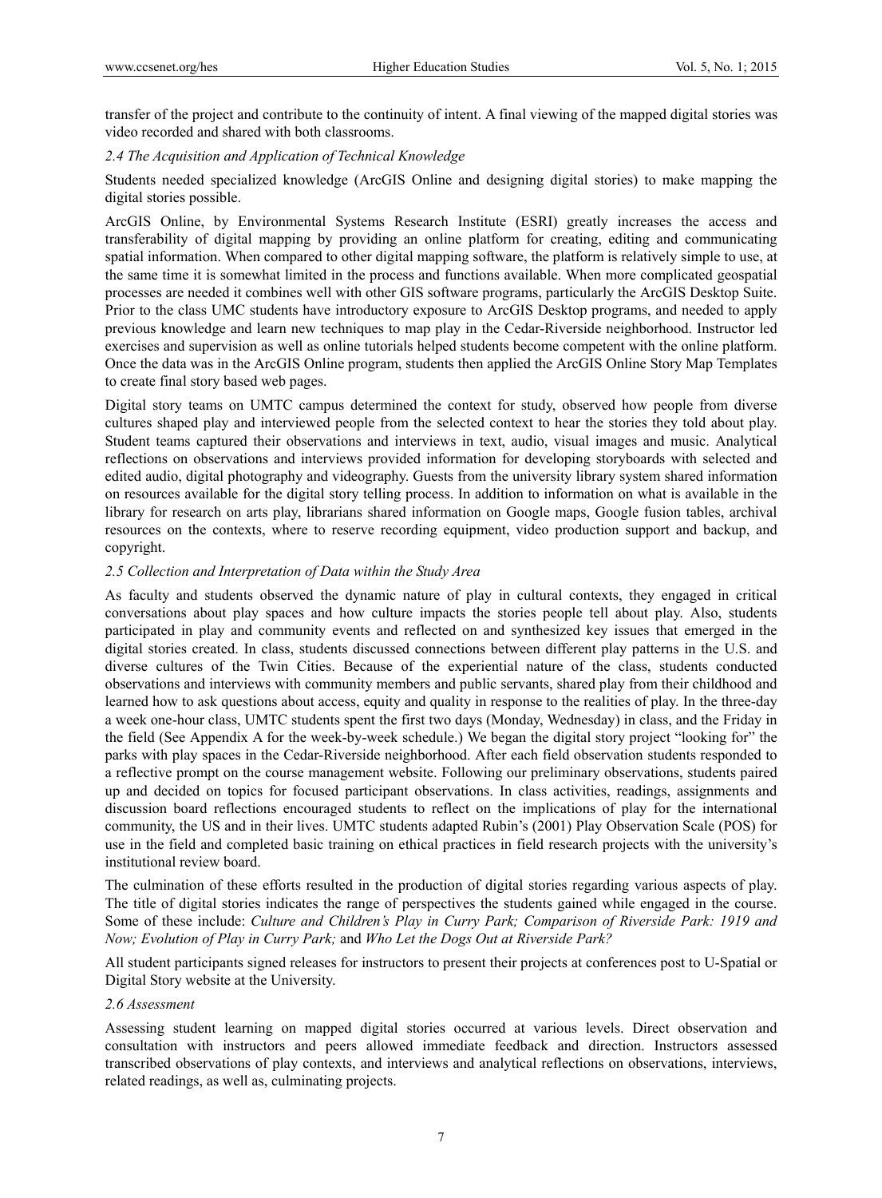transfer of the project and contribute to the continuity of intent. A final viewing of the mapped digital stories was video recorded and shared with both classrooms.

### *2.4 The Acquisition and Application of Technical Knowledge*

Students needed specialized knowledge (ArcGIS Online and designing digital stories) to make mapping the digital stories possible.

ArcGIS Online, by Environmental Systems Research Institute (ESRI) greatly increases the access and transferability of digital mapping by providing an online platform for creating, editing and communicating spatial information. When compared to other digital mapping software, the platform is relatively simple to use, at the same time it is somewhat limited in the process and functions available. When more complicated geospatial processes are needed it combines well with other GIS software programs, particularly the ArcGIS Desktop Suite. Prior to the class UMC students have introductory exposure to ArcGIS Desktop programs, and needed to apply previous knowledge and learn new techniques to map play in the Cedar-Riverside neighborhood. Instructor led exercises and supervision as well as online tutorials helped students become competent with the online platform. Once the data was in the ArcGIS Online program, students then applied the ArcGIS Online Story Map Templates to create final story based web pages.

Digital story teams on UMTC campus determined the context for study, observed how people from diverse cultures shaped play and interviewed people from the selected context to hear the stories they told about play. Student teams captured their observations and interviews in text, audio, visual images and music. Analytical reflections on observations and interviews provided information for developing storyboards with selected and edited audio, digital photography and videography. Guests from the university library system shared information on resources available for the digital story telling process. In addition to information on what is available in the library for research on arts play, librarians shared information on Google maps, Google fusion tables, archival resources on the contexts, where to reserve recording equipment, video production support and backup, and copyright.

### *2.5 Collection and Interpretation of Data within the Study Area*

As faculty and students observed the dynamic nature of play in cultural contexts, they engaged in critical conversations about play spaces and how culture impacts the stories people tell about play. Also, students participated in play and community events and reflected on and synthesized key issues that emerged in the digital stories created. In class, students discussed connections between different play patterns in the U.S. and diverse cultures of the Twin Cities. Because of the experiential nature of the class, students conducted observations and interviews with community members and public servants, shared play from their childhood and learned how to ask questions about access, equity and quality in response to the realities of play. In the three-day a week one-hour class, UMTC students spent the first two days (Monday, Wednesday) in class, and the Friday in the field (See Appendix A for the week-by-week schedule.) We began the digital story project "looking for" the parks with play spaces in the Cedar-Riverside neighborhood. After each field observation students responded to a reflective prompt on the course management website. Following our preliminary observations, students paired up and decided on topics for focused participant observations. In class activities, readings, assignments and discussion board reflections encouraged students to reflect on the implications of play for the international community, the US and in their lives. UMTC students adapted Rubin's (2001) Play Observation Scale (POS) for use in the field and completed basic training on ethical practices in field research projects with the university's institutional review board.

The culmination of these efforts resulted in the production of digital stories regarding various aspects of play. The title of digital stories indicates the range of perspectives the students gained while engaged in the course. Some of these include: *Culture and Children's Play in Curry Park; Comparison of Riverside Park: 1919 and Now; Evolution of Play in Curry Park;* and *Who Let the Dogs Out at Riverside Park?*

All student participants signed releases for instructors to present their projects at conferences post to U-Spatial or Digital Story website at the University.

### *2.6 Assessment*

Assessing student learning on mapped digital stories occurred at various levels. Direct observation and consultation with instructors and peers allowed immediate feedback and direction. Instructors assessed transcribed observations of play contexts, and interviews and analytical reflections on observations, interviews, related readings, as well as, culminating projects.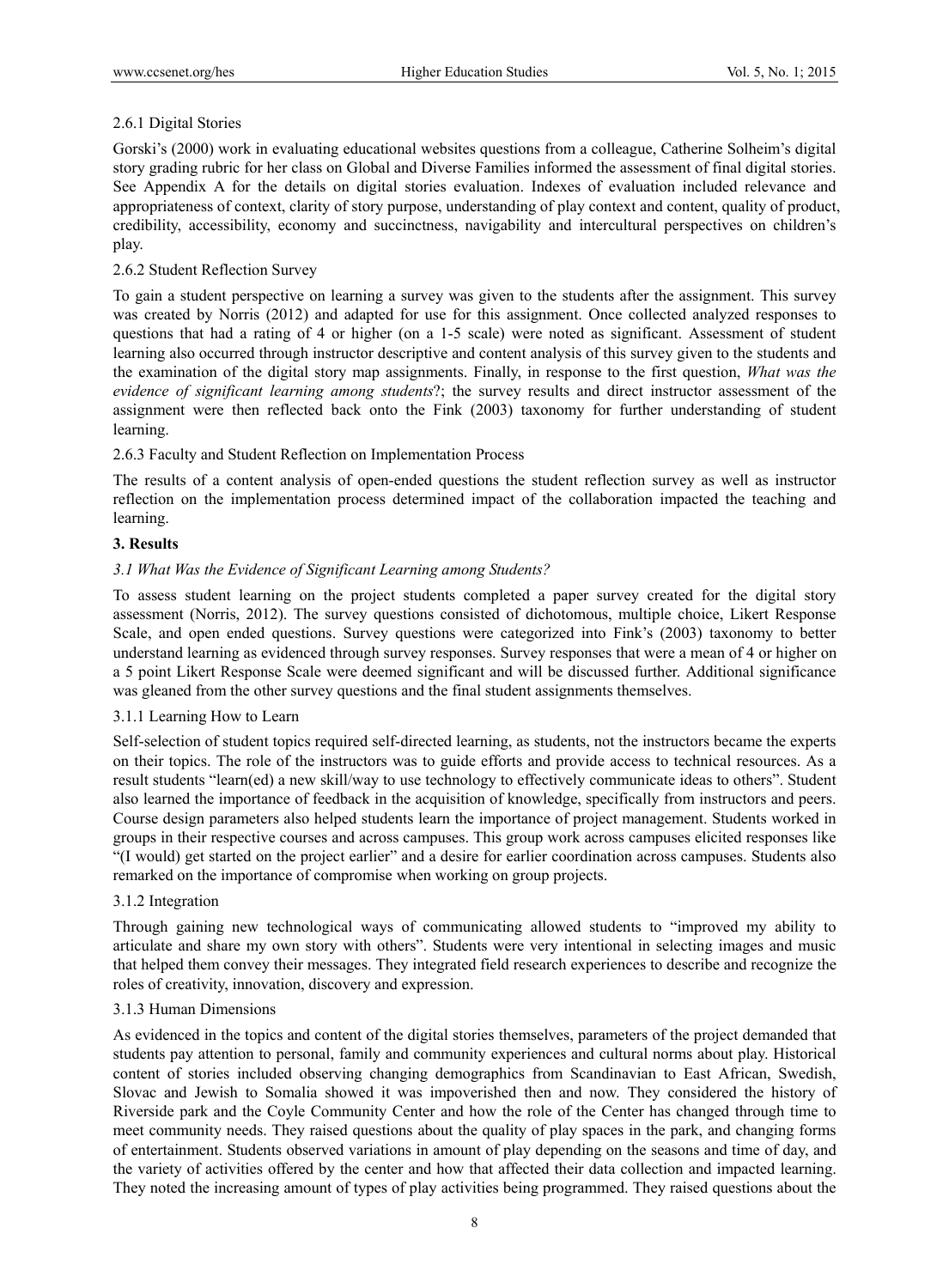#### 2.6.1 Digital Stories

Gorski's (2000) work in evaluating educational websites questions from a colleague, Catherine Solheim's digital story grading rubric for her class on Global and Diverse Families informed the assessment of final digital stories. See Appendix A for the details on digital stories evaluation. Indexes of evaluation included relevance and appropriateness of context, clarity of story purpose, understanding of play context and content, quality of product, credibility, accessibility, economy and succinctness, navigability and intercultural perspectives on children's play.

#### 2.6.2 Student Reflection Survey

To gain a student perspective on learning a survey was given to the students after the assignment. This survey was created by Norris (2012) and adapted for use for this assignment. Once collected analyzed responses to questions that had a rating of 4 or higher (on a 1-5 scale) were noted as significant. Assessment of student learning also occurred through instructor descriptive and content analysis of this survey given to the students and the examination of the digital story map assignments. Finally, in response to the first question, *What was the evidence of significant learning among students*?; the survey results and direct instructor assessment of the assignment were then reflected back onto the Fink (2003) taxonomy for further understanding of student learning.

#### 2.6.3 Faculty and Student Reflection on Implementation Process

The results of a content analysis of open-ended questions the student reflection survey as well as instructor reflection on the implementation process determined impact of the collaboration impacted the teaching and learning.

## 3. Results

### *3.1 What Was the Evidence of Significant Learning among Students?*

To assess student learning on the project students completed a paper survey created for the digital story assessment (Norris, 2012). The survey questions consisted of dichotomous, multiple choice, Likert Response Scale, and open ended questions. Survey questions were categorized into Fink's (2003) taxonomy to better understand learning as evidenced through survey responses. Survey responses that were a mean of 4 or higher on a 5 point Likert Response Scale were deemed significant and will be discussed further. Additional significance was gleaned from the other survey questions and the final student assignments themselves.

#### 3.1.1 Learning How to Learn

Self-selection of student topics required self-directed learning, as students, not the instructors became the experts on their topics. The role of the instructors was to guide efforts and provide access to technical resources. As a result students "learn(ed) a new skill/way to use technology to effectively communicate ideas to others". Student also learned the importance of feedback in the acquisition of knowledge, specifically from instructors and peers. Course design parameters also helped students learn the importance of project management. Students worked in groups in their respective courses and across campuses. This group work across campuses elicited responses like "(I would) get started on the project earlier" and a desire for earlier coordination across campuses. Students also remarked on the importance of compromise when working on group projects.

#### 3.1.2 Integration

Through gaining new technological ways of communicating allowed students to "improved my ability to articulate and share my own story with others". Students were very intentional in selecting images and music that helped them convey their messages. They integrated field research experiences to describe and recognize the roles of creativity, innovation, discovery and expression.

#### 3.1.3 Human Dimensions

As evidenced in the topics and content of the digital stories themselves, parameters of the project demanded that students pay attention to personal, family and community experiences and cultural norms about play. Historical content of stories included observing changing demographics from Scandinavian to East African, Swedish, Slovac and Jewish to Somalia showed it was impoverished then and now. They considered the history of Riverside park and the Coyle Community Center and how the role of the Center has changed through time to meet community needs. They raised questions about the quality of play spaces in the park, and changing forms of entertainment. Students observed variations in amount of play depending on the seasons and time of day, and the variety of activities offered by the center and how that affected their data collection and impacted learning. They noted the increasing amount of types of play activities being programmed. They raised questions about the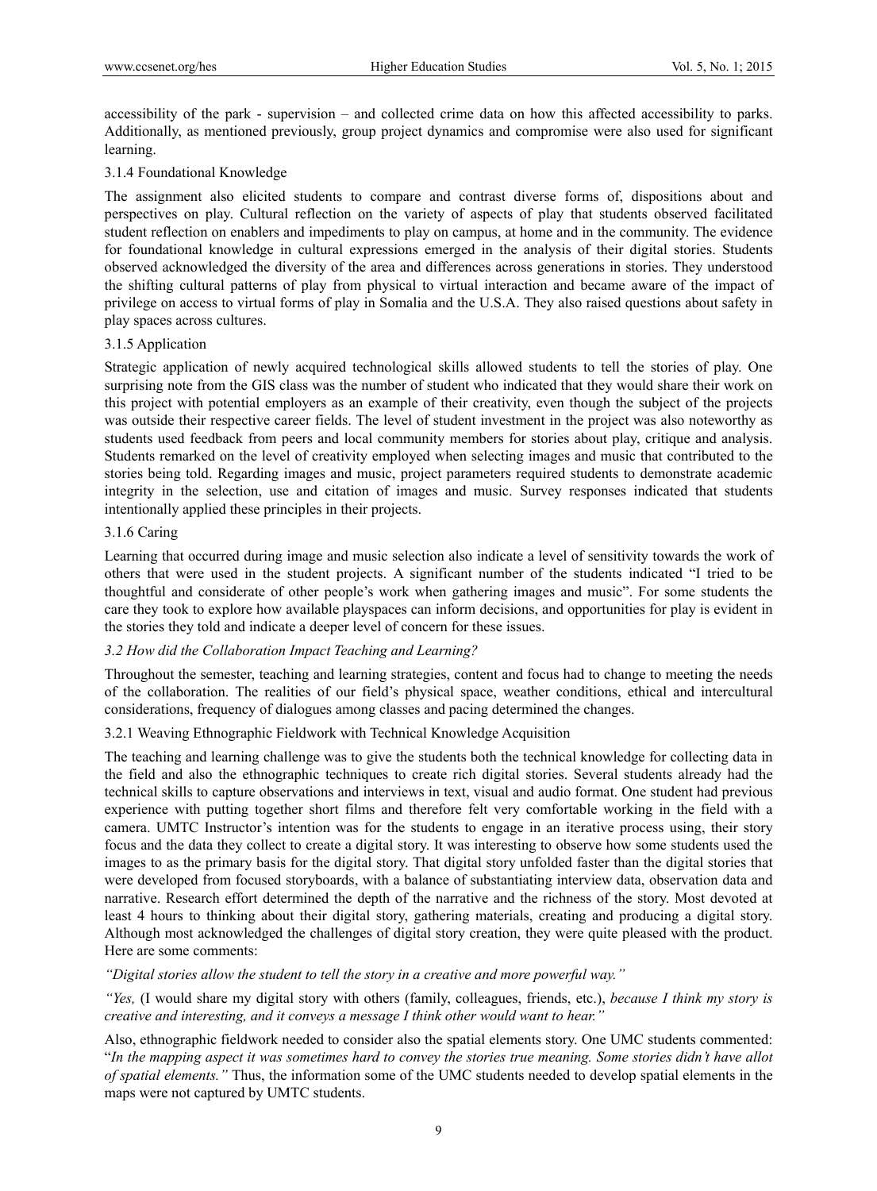accessibility of the park - supervision – and collected crime data on how this affected accessibility to parks. Additionally, as mentioned previously, group project dynamics and compromise were also used for significant learning.

#### 3.1.4 Foundational Knowledge

The assignment also elicited students to compare and contrast diverse forms of, dispositions about and perspectives on play. Cultural reflection on the variety of aspects of play that students observed facilitated student reflection on enablers and impediments to play on campus, at home and in the community. The evidence for foundational knowledge in cultural expressions emerged in the analysis of their digital stories. Students observed acknowledged the diversity of the area and differences across generations in stories. They understood the shifting cultural patterns of play from physical to virtual interaction and became aware of the impact of privilege on access to virtual forms of play in Somalia and the U.S.A. They also raised questions about safety in play spaces across cultures.

#### 3.1.5 Application

Strategic application of newly acquired technological skills allowed students to tell the stories of play. One surprising note from the GIS class was the number of student who indicated that they would share their work on this project with potential employers as an example of their creativity, even though the subject of the projects was outside their respective career fields. The level of student investment in the project was also noteworthy as students used feedback from peers and local community members for stories about play, critique and analysis. Students remarked on the level of creativity employed when selecting images and music that contributed to the stories being told. Regarding images and music, project parameters required students to demonstrate academic integrity in the selection, use and citation of images and music. Survey responses indicated that students intentionally applied these principles in their projects.

#### 3.1.6 Caring

Learning that occurred during image and music selection also indicate a level of sensitivity towards the work of others that were used in the student projects. A significant number of the students indicated "I tried to be thoughtful and considerate of other people's work when gathering images and music". For some students the care they took to explore how available playspaces can inform decisions, and opportunities for play is evident in the stories they told and indicate a deeper level of concern for these issues.

### *3.2 How did the Collaboration Impact Teaching and Learning?*

Throughout the semester, teaching and learning strategies, content and focus had to change to meeting the needs of the collaboration. The realities of our field's physical space, weather conditions, ethical and intercultural considerations, frequency of dialogues among classes and pacing determined the changes.

#### 3.2.1 Weaving Ethnographic Fieldwork with Technical Knowledge Acquisition

The teaching and learning challenge was to give the students both the technical knowledge for collecting data in the field and also the ethnographic techniques to create rich digital stories. Several students already had the technical skills to capture observations and interviews in text, visual and audio format. One student had previous experience with putting together short films and therefore felt very comfortable working in the field with a camera. UMTC Instructor's intention was for the students to engage in an iterative process using, their story focus and the data they collect to create a digital story. It was interesting to observe how some students used the images to as the primary basis for the digital story. That digital story unfolded faster than the digital stories that were developed from focused storyboards, with a balance of substantiating interview data, observation data and narrative. Research effort determined the depth of the narrative and the richness of the story. Most devoted at least 4 hours to thinking about their digital story, gathering materials, creating and producing a digital story. Although most acknowledged the challenges of digital story creation, they were quite pleased with the product. Here are some comments:

*"Digital stories allow the student to tell the story in a creative and more powerful way."*

*"Yes,* (I would share my digital story with others (family, colleagues, friends, etc.), *because I think my story is creative and interesting, and it conveys a message I think other would want to hear."*

Also, ethnographic fieldwork needed to consider also the spatial elements story. One UMC students commented: "*In the mapping aspect it was sometimes hard to convey the stories true meaning. Some stories didn't have allot of spatial elements."* Thus, the information some of the UMC students needed to develop spatial elements in the maps were not captured by UMTC students.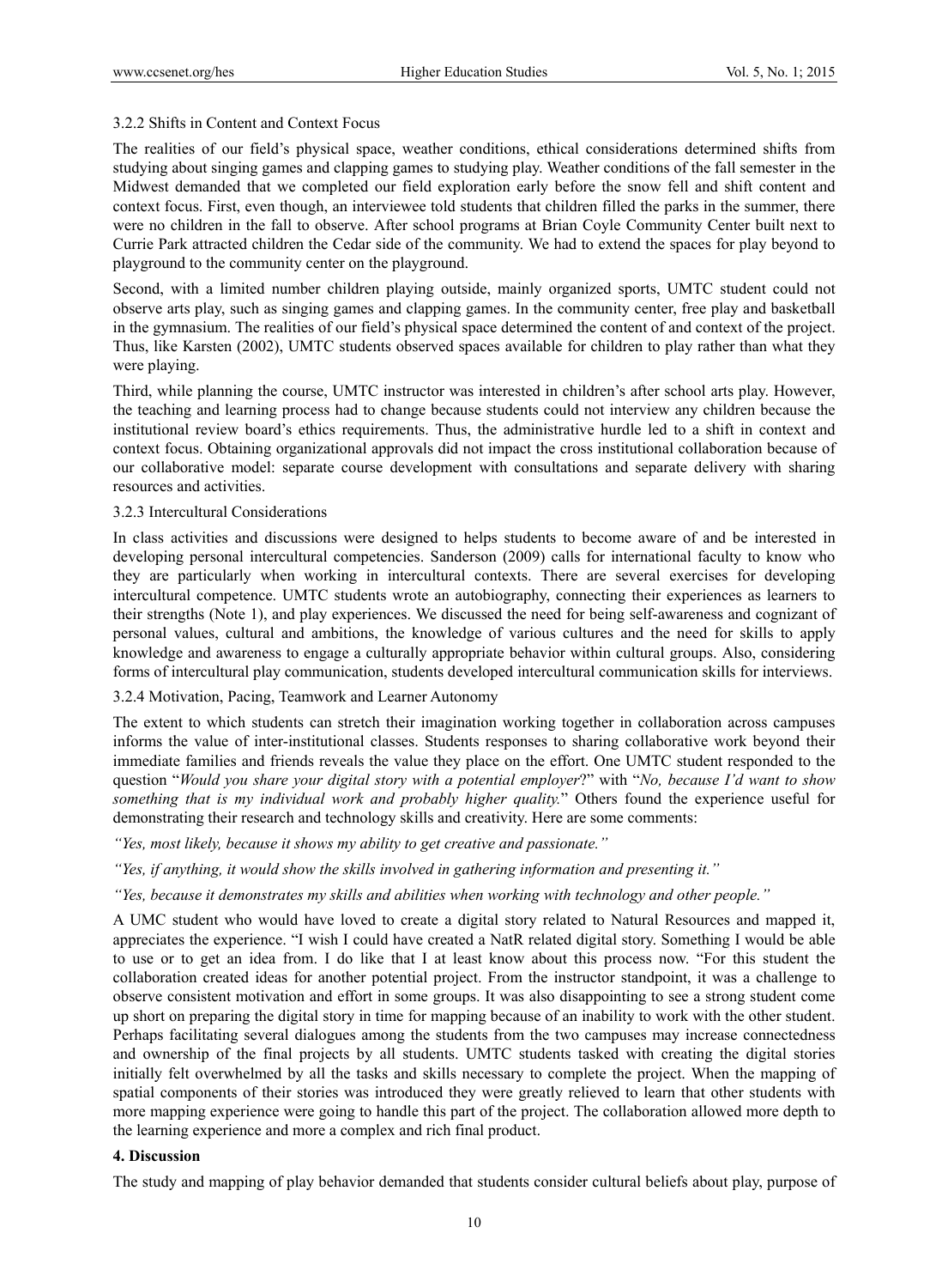3.2.2 Shifts in Content and Context Focus

The realities of our field's physical space, weather conditions, ethical considerations determined shifts from studying about singing games and clapping games to studying play. Weather conditions of the fall semester in the Midwest demanded that we completed our field exploration early before the snow fell and shift content and context focus. First, even though, an interviewee told students that children filled the parks in the summer, there were no children in the fall to observe. After school programs at Brian Coyle Community Center built next to Currie Park attracted children the Cedar side of the community. We had to extend the spaces for play beyond to playground to the community center on the playground.

Second, with a limited number children playing outside, mainly organized sports, UMTC student could not observe arts play, such as singing games and clapping games. In the community center, free play and basketball in the gymnasium. The realities of our field's physical space determined the content of and context of the project. Thus, like Karsten (2002), UMTC students observed spaces available for children to play rather than what they were playing.

Third, while planning the course, UMTC instructor was interested in children's after school arts play. However, the teaching and learning process had to change because students could not interview any children because the institutional review board's ethics requirements. Thus, the administrative hurdle led to a shift in context and context focus. Obtaining organizational approvals did not impact the cross institutional collaboration because of our collaborative model: separate course development with consultations and separate delivery with sharing resources and activities.

3.2.3 Intercultural Considerations

In class activities and discussions were designed to helps students to become aware of and be interested in developing personal intercultural competencies. Sanderson (2009) calls for international faculty to know who they are particularly when working in intercultural contexts. There are several exercises for developing intercultural competence. UMTC students wrote an autobiography, connecting their experiences as learners to their strengths (Note 1), and play experiences. We discussed the need for being self-awareness and cognizant of personal values, cultural and ambitions, the knowledge of various cultures and the need for skills to apply knowledge and awareness to engage a culturally appropriate behavior within cultural groups. Also, considering forms of intercultural play communication, students developed intercultural communication skills for interviews.

3.2.4 Motivation, Pacing, Teamwork and Learner Autonomy

The extent to which students can stretch their imagination working together in collaboration across campuses informs the value of inter-institutional classes. Students responses to sharing collaborative work beyond their immediate families and friends reveals the value they place on the effort. One UMTC student responded to the question "*Would you share your digital story with a potential employer*?" with "*No, because I'd want to show something that is my individual work and probably higher quality.*" Others found the experience useful for demonstrating their research and technology skills and creativity. Here are some comments:

*"Yes, most likely, because it shows my ability to get creative and passionate."*

*"Yes, if anything, it would show the skills involved in gathering information and presenting it."*

*"Yes, because it demonstrates my skills and abilities when working with technology and other people."*

A UMC student who would have loved to create a digital story related to Natural Resources and mapped it, appreciates the experience. "I wish I could have created a NatR related digital story. Something I would be able to use or to get an idea from. I do like that I at least know about this process now. "For this student the collaboration created ideas for another potential project. From the instructor standpoint, it was a challenge to observe consistent motivation and effort in some groups. It was also disappointing to see a strong student come up short on preparing the digital story in time for mapping because of an inability to work with the other student. Perhaps facilitating several dialogues among the students from the two campuses may increase connectedness and ownership of the final projects by all students. UMTC students tasked with creating the digital stories initially felt overwhelmed by all the tasks and skills necessary to complete the project. When the mapping of spatial components of their stories was introduced they were greatly relieved to learn that other students with more mapping experience were going to handle this part of the project. The collaboration allowed more depth to the learning experience and more a complex and rich final product.

**4. Discussion**

The study and mapping of play behavior demanded that students consider cultural beliefs about play, purpose of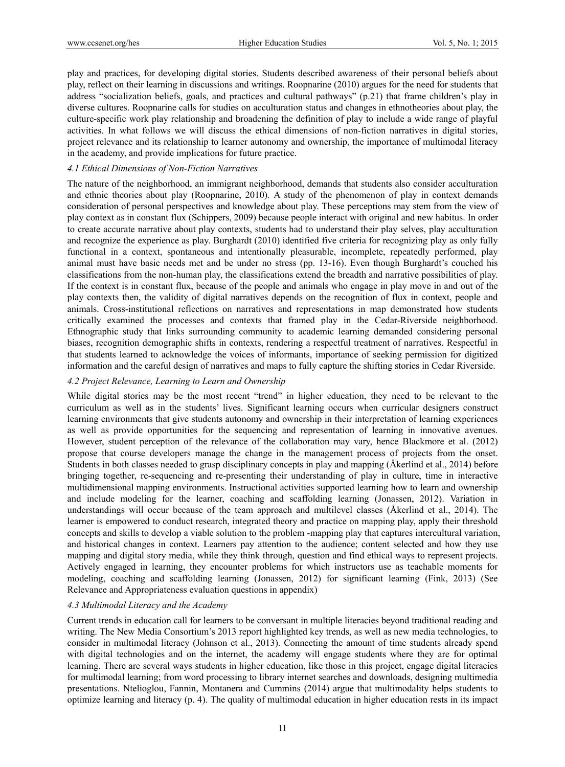play and practices, for developing digital stories. Students described awareness of their personal beliefs about play, reflect on their learning in discussions and writings. Roopnarine (2010) argues for the need for students that address "socialization beliefs, goals, and practices and cultural pathways" (p.21) that frame children's play in diverse cultures. Roopnarine calls for studies on acculturation status and changes in ethnotheories about play, the culture-specific work play relationship and broadening the definition of play to include a wide range of playful activities. In what follows we will discuss the ethical dimensions of non-fiction narratives in digital stories, project relevance and its relationship to learner autonomy and ownership, the importance of multimodal literacy in the academy, and provide implications for future practice.

### *4.1 Ethical Dimensions of Non-Fiction Narratives*

The nature of the neighborhood, an immigrant neighborhood, demands that students also consider acculturation and ethnic theories about play (Roopnarine, 2010). A study of the phenomenon of play in context demands consideration of personal perspectives and knowledge about play. These perceptions may stem from the view of play context as in constant flux (Schippers, 2009) because people interact with original and new habitus. In order to create accurate narrative about play contexts, students had to understand their play selves, play acculturation and recognize the experience as play. Burghardt (2010) identified five criteria for recognizing play as only fully functional in a context, spontaneous and intentionally pleasurable, incomplete, repeatedly performed, play animal must have basic needs met and be under no stress (pp. 13-16). Even though Burghardt's couched his classifications from the non-human play, the classifications extend the breadth and narrative possibilities of play. If the context is in constant flux, because of the people and animals who engage in play move in and out of the play contexts then, the validity of digital narratives depends on the recognition of flux in context, people and animals. Cross-institutional reflections on narratives and representations in map demonstrated how students critically examined the processes and contexts that framed play in the Cedar-Riverside neighborhood. Ethnographic study that links surrounding community to academic learning demanded considering personal biases, recognition demographic shifts in contexts, rendering a respectful treatment of narratives. Respectful in that students learned to acknowledge the voices of informants, importance of seeking permission for digitized information and the careful design of narratives and maps to fully capture the shifting stories in Cedar Riverside.

### *4.2 Project Relevance, Learning to Learn and Ownership*

While digital stories may be the most recent "trend" in higher education, they need to be relevant to the curriculum as well as in the students' lives. Significant learning occurs when curricular designers construct learning environments that give students autonomy and ownership in their interpretation of learning experiences as well as provide opportunities for the sequencing and representation of learning in innovative avenues. However, student perception of the relevance of the collaboration may vary, hence Blackmore et al. (2012) propose that course developers manage the change in the management process of projects from the onset. Students in both classes needed to grasp disciplinary concepts in play and mapping (Åkerlind et al., 2014) before bringing together, re-sequencing and re-presenting their understanding of play in culture, time in interactive multidimensional mapping environments. Instructional activities supported learning how to learn and ownership and include modeling for the learner, coaching and scaffolding learning (Jonassen, 2012). Variation in understandings will occur because of the team approach and multilevel classes (Åkerlind et al., 2014). The learner is empowered to conduct research, integrated theory and practice on mapping play, apply their threshold concepts and skills to develop a viable solution to the problem -mapping play that captures intercultural variation, and historical changes in context. Learners pay attention to the audience; content selected and how they use mapping and digital story media, while they think through, question and find ethical ways to represent projects. Actively engaged in learning, they encounter problems for which instructors use as teachable moments for modeling, coaching and scaffolding learning (Jonassen, 2012) for significant learning (Fink, 2013) (See Relevance and Appropriateness evaluation questions in appendix)

### *4.3 Multimodal Literacy and the Academy*

Current trends in education call for learners to be conversant in multiple literacies beyond traditional reading and writing. The New Media Consortium's 2013 report highlighted key trends, as well as new media technologies, to consider in multimodal literacy (Johnson et al., 2013). Connecting the amount of time students already spend with digital technologies and on the internet, the academy will engage students where they are for optimal learning. There are several ways students in higher education, like those in this project, engage digital literacies for multimodal learning; from word processing to library internet searches and downloads, designing multimedia presentations. Ntelioglou, Fannin, Montanera and Cummins (2014) argue that multimodality helps students to optimize learning and literacy (p. 4). The quality of multimodal education in higher education rests in its impact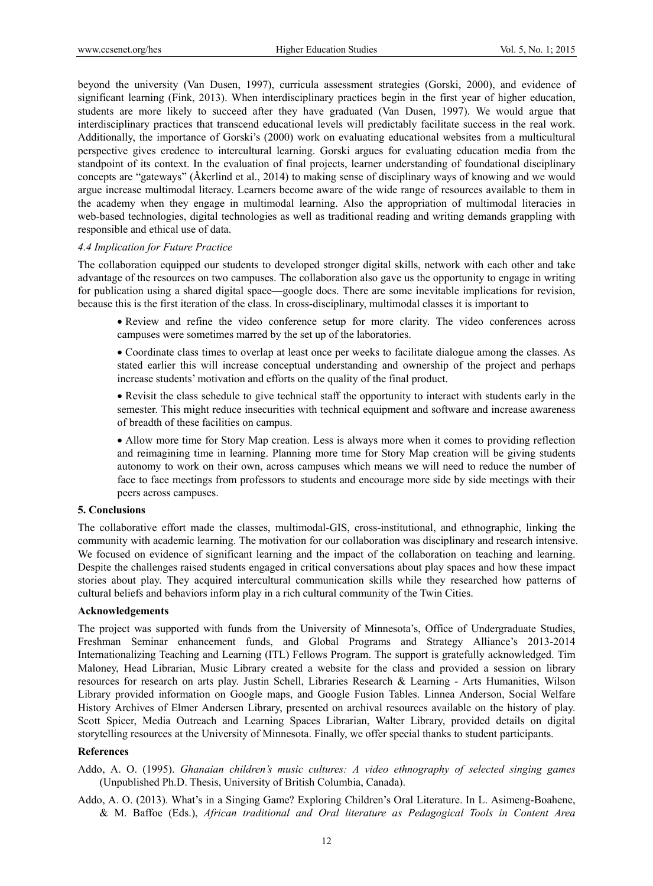beyond the university (Van Dusen, 1997), curricula assessment strategies (Gorski, 2000), and evidence of significant learning (Fink, 2013). When interdisciplinary practices begin in the first year of higher education, students are more likely to succeed after they have graduated (Van Dusen, 1997). We would argue that interdisciplinary practices that transcend educational levels will predictably facilitate success in the real work. Additionally, the importance of Gorski's (2000) work on evaluating educational websites from a multicultural perspective gives credence to intercultural learning. Gorski argues for evaluating education media from the standpoint of its context. In the evaluation of final projects, learner understanding of foundational disciplinary concepts are "gateways" (Åkerlind et al., 2014) to making sense of disciplinary ways of knowing and we would argue increase multimodal literacy. Learners become aware of the wide range of resources available to them in the academy when they engage in multimodal learning. Also the appropriation of multimodal literacies in web-based technologies, digital technologies as well as traditional reading and writing demands grappling with responsible and ethical use of data.

### *4.4 Implication for Future Practice*

The collaboration equipped our students to developed stronger digital skills, network with each other and take advantage of the resources on two campuses. The collaboration also gave us the opportunity to engage in writing for publication using a shared digital space—google docs. There are some inevitable implications for revision, because this is the first iteration of the class. In cross-disciplinary, multimodal classes it is important to

- Review and refine the video conference setup for more clarity. The video conferences across campuses were sometimes marred by the set up of the laboratories.
- Coordinate class times to overlap at least once per weeks to facilitate dialogue among the classes. As stated earlier this will increase conceptual understanding and ownership of the project and perhaps increase students' motivation and efforts on the quality of the final product.
- Revisit the class schedule to give technical staff the opportunity to interact with students early in the semester. This might reduce insecurities with technical equipment and software and increase awareness of breadth of these facilities on campus.
- Allow more time for Story Map creation. Less is always more when it comes to providing reflection and reimagining time in learning. Planning more time for Story Map creation will be giving students autonomy to work on their own, across campuses which means we will need to reduce the number of face to face meetings from professors to students and encourage more side by side meetings with their peers across campuses.

## 5. Conclusions

The collaborative effort made the classes, multimodal-GIS, cross-institutional, and ethnographic, linking the community with academic learning. The motivation for our collaboration was disciplinary and research intensive. We focused on evidence of significant learning and the impact of the collaboration on teaching and learning. Despite the challenges raised students engaged in critical conversations about play spaces and how these impact stories about play. They acquired intercultural communication skills while they researched how patterns of cultural beliefs and behaviors inform play in a rich cultural community of the Twin Cities.

## Acknowledgements

The project was supported with funds from the University of Minnesota's, Office of Undergraduate Studies, Freshman Seminar enhancement funds, and Global Programs and Strategy Alliance's 2013-2014 Internationalizing Teaching and Learning (ITL) Fellows Program. The support is gratefully acknowledged. Tim Maloney, Head Librarian, Music Library created a website for the class and provided a session on library resources for research on arts play. Justin Schell, Libraries Research & Learning - Arts Humanities, Wilson Library provided information on Google maps, and Google Fusion Tables. Linnea Anderson, Social Welfare History Archives of Elmer Andersen Library, presented on archival resources available on the history of play. Scott Spicer, Media Outreach and Learning Spaces Librarian, Walter Library, provided details on digital storytelling resources at the University of Minnesota. Finally, we offer special thanks to student participants.

## References

Addo, A. O. (1995). *Ghanaian children's music cultures: A video ethnography of selected singing games* (Unpublished Ph.D. Thesis, University of British Columbia, Canada).

Addo, A. O. (2013). What's in a Singing Game? Exploring Children's Oral Literature. In L. Asimeng-Boahene, & M. Baffoe (Eds.), *African traditional and Oral literature as Pedagogical Tools in Content Area*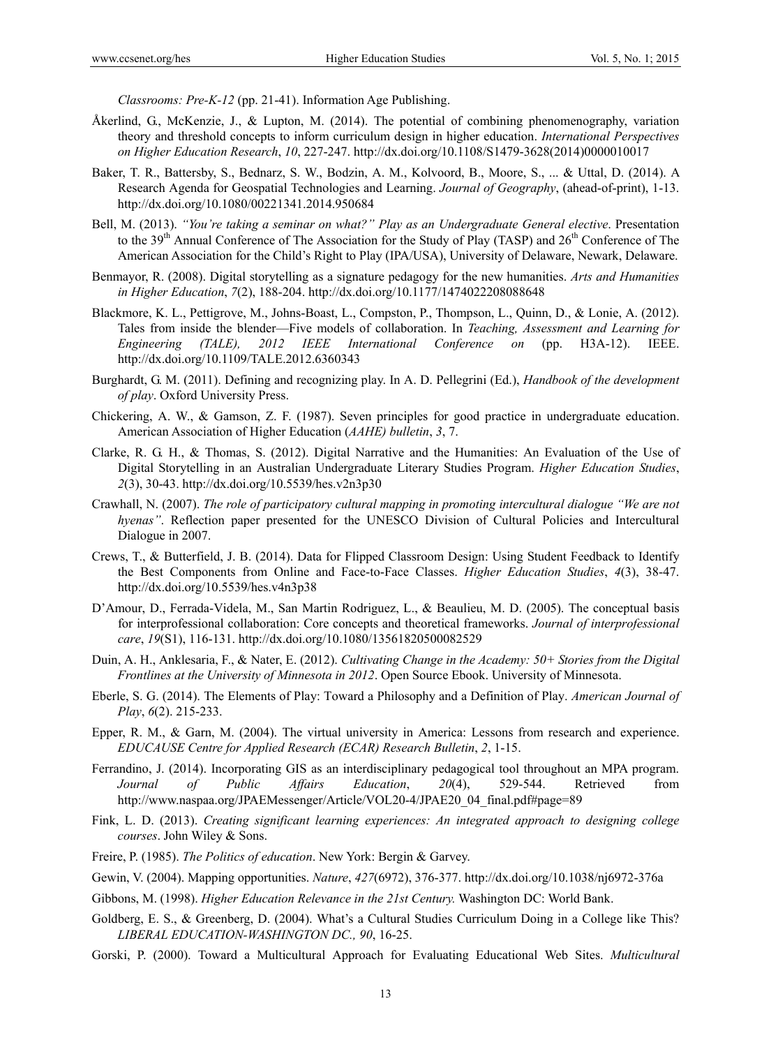*Classrooms: Pre-K-12* (pp. 21-41). Information Age Publishing.

Åkerlind, G., McKenzie, J., & Lupton, M. (2014). The potential of combining phenomenography, variation theory and threshold concepts to inform curriculum design in higher education. *International Perspectives on Higher Education Research*, *10*, 227-247. http://dx.doi.org/10.1108/S1479-3628(2014)0000010017

Baker, T. R., Battersby, S., Bednarz, S. W., Bodzin, A. M., Kolvoord, B., Moore, S., ... & Uttal, D. (2014). A Research Agenda for Geospatial Technologies and Learning. *Journal of Geography*, (ahead-of-print), 1-13. http://dx.doi.org/10.1080/00221341.2014.950684

Bell, M. (2013). *"You're taking a seminar on what?" Play as an Undergraduate General elective*. Presentation to the 39th Annual Conference of The Association for the Study of Play (TASP) and 26th Conference of The American Association for the Child's Right to Play (IPA/USA), University of Delaware, Newark, Delaware.

Benmayor, R. (2008). Digital storytelling as a signature pedagogy for the new humanities. *Arts and Humanities in Higher Education*, *7*(2), 188-204. http://dx.doi.org/10.1177/1474022208088648

Blackmore, K. L., Pettigrove, M., Johns-Boast, L., Compston, P., Thompson, L., Quinn, D., & Lonie, A. (2012). Tales from inside the blender—Five models of collaboration. In *Teaching, Assessment and Learning for Engineering (TALE), 2012 IEEE International Conference on* (pp. H3A-12). IEEE. http://dx.doi.org/10.1109/TALE.2012.6360343

Burghardt, G. M. (2011). Defining and recognizing play. In A. D. Pellegrini (Ed.), *Handbook of the development of play*. Oxford University Press.

Chickering, A. W., & Gamson, Z. F. (1987). Seven principles for good practice in undergraduate education. American Association of Higher Education (*AAHE) bulletin*, *3*, 7.

Clarke, R. G. H., & Thomas, S. (2012). Digital Narrative and the Humanities: An Evaluation of the Use of Digital Storytelling in an Australian Undergraduate Literary Studies Program. *Higher Education Studies*, *2*(3), 30-43. http://dx.doi.org/10.5539/hes.v2n3p30

Crawhall, N. (2007). *The role of participatory cultural mapping in promoting intercultural dialogue "We are not hyenas"*. Reflection paper presented for the UNESCO Division of Cultural Policies and Intercultural Dialogue in 2007.

Crews, T., & Butterfield, J. B. (2014). Data for Flipped Classroom Design: Using Student Feedback to Identify the Best Components from Online and Face-to-Face Classes. *Higher Education Studies*, *4*(3), 38-47. http://dx.doi.org/10.5539/hes.v4n3p38

D'Amour, D., Ferrada-Videla, M., San Martin Rodriguez, L., & Beaulieu, M. D. (2005). The conceptual basis for interprofessional collaboration: Core concepts and theoretical frameworks. *Journal of interprofessional care*, *19*(S1), 116-131. http://dx.doi.org/10.1080/13561820500082529

Duin, A. H., Anklesaria, F., & Nater, E. (2012). *Cultivating Change in the Academy: 50+ Stories from the Digital Frontlines at the University of Minnesota in 2012*. Open Source Ebook. University of Minnesota.

Eberle, S. G. (2014). The Elements of Play: Toward a Philosophy and a Definition of Play. *American Journal of Play*, *6*(2). 215-233.

Epper, R. M., & Garn, M. (2004). The virtual university in America: Lessons from research and experience. *EDUCAUSE Centre for Applied Research (ECAR) Research Bulletin*, *2*, 1-15.

Ferrandino, J. (2014). Incorporating GIS as an interdisciplinary pedagogical tool throughout an MPA program. *Journal of Public Affairs Education*, *20*(4), 529-544. Retrieved from http://www.naspaa.org/JPAEMessenger/Article/VOL20-4/JPAE20_04_final.pdf#page=89

Fink, L. D. (2013). *Creating significant learning experiences: An integrated approach to designing college courses*. John Wiley & Sons.

Freire, P. (1985). *The Politics of education*. New York: Bergin & Garvey.

Gewin, V. (2004). Mapping opportunities. *Nature*, *427*(6972), 376-377. http://dx.doi.org/10.1038/nj6972-376a

Gibbons, M. (1998). *Higher Education Relevance in the 21st Century.* Washington DC: World Bank.

Goldberg, E. S., & Greenberg, D. (2004). What's a Cultural Studies Curriculum Doing in a College like This? *LIBERAL EDUCATION-WASHINGTON DC., 90*, 16-25.

Gorski, P. (2000). Toward a Multicultural Approach for Evaluating Educational Web Sites. *Multicultural*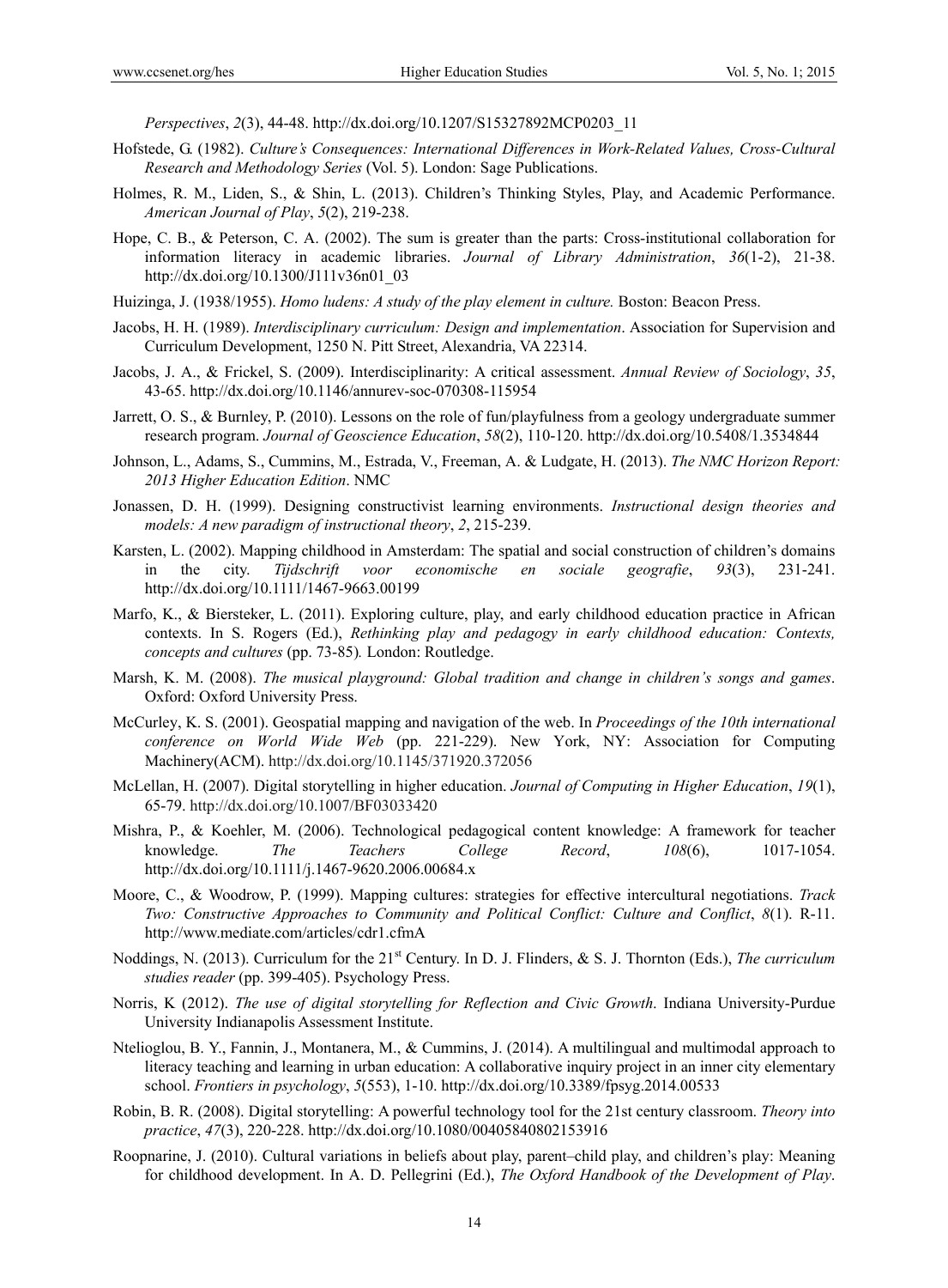*Perspectives*, *2*(3), 44-48. http://dx.doi.org/10.1207/S15327892MCP0203_11

Hofstede, G. (1982). *Culture's Consequences: International Differences in Work-Related Values, Cross-Cultural Research and Methodology Series* (Vol. 5). London: Sage Publications.

Holmes, R. M., Liden, S., & Shin, L. (2013). Children's Thinking Styles, Play, and Academic Performance. *American Journal of Play*, *5*(2), 219-238.

Hope, C. B., & Peterson, C. A. (2002). The sum is greater than the parts: Cross-institutional collaboration for information literacy in academic libraries. *Journal of Library Administration*, *36*(1-2), 21-38. http://dx.doi.org/10.1300/J111v36n01_03

Huizinga, J. (1938/1955). *Homo ludens: A study of the play element in culture.* Boston: Beacon Press.

Jacobs, H. H. (1989). *Interdisciplinary curriculum: Design and implementation*. Association for Supervision and Curriculum Development, 1250 N. Pitt Street, Alexandria, VA 22314.

Jacobs, J. A., & Frickel, S. (2009). Interdisciplinarity: A critical assessment. *Annual Review of Sociology*, *35*, 43-65. http://dx.doi.org/10.1146/annurev-soc-070308-115954

Jarrett, O. S., & Burnley, P. (2010). Lessons on the role of fun/playfulness from a geology undergraduate summer research program. *Journal of Geoscience Education*, *58*(2), 110-120. http://dx.doi.org/10.5408/1.3534844

Johnson, L., Adams, S., Cummins, M., Estrada, V., Freeman, A. & Ludgate, H. (2013). *The NMC Horizon Report: 2013 Higher Education Edition*. NMC

Jonassen, D. H. (1999). Designing constructivist learning environments. *Instructional design theories and models: A new paradigm of instructional theory*, *2*, 215-239.

Karsten, L. (2002). Mapping childhood in Amsterdam: The spatial and social construction of children's domains in the city. *Tijdschrift voor economische en sociale geografie*, *93*(3), 231-241. http://dx.doi.org/10.1111/1467-9663.00199

Marfo, K., & Biersteker, L. (2011). Exploring culture, play, and early childhood education practice in African contexts. In S. Rogers (Ed.), *Rethinking play and pedagogy in early childhood education: Contexts, concepts and cultures* (pp. 73-85)*.* London: Routledge.

Marsh, K. M. (2008). *The musical playground: Global tradition and change in children's songs and games*. Oxford: Oxford University Press.

McCurley, K. S. (2001). Geospatial mapping and navigation of the web. In *Proceedings of the 10th international conference on World Wide Web* (pp. 221-229). New York, NY: Association for Computing Machinery(ACM). http://dx.doi.org/10.1145/371920.372056

McLellan, H. (2007). Digital storytelling in higher education. *Journal of Computing in Higher Education*, *19*(1), 65-79. http://dx.doi.org/10.1007/BF03033420

Mishra, P., & Koehler, M. (2006). Technological pedagogical content knowledge: A framework for teacher knowledge. *The Teachers College Record*, *108*(6), 1017-1054. http://dx.doi.org/10.1111/j.1467-9620.2006.00684.x

Moore, C., & Woodrow, P. (1999). Mapping cultures: strategies for effective intercultural negotiations. *Track Two: Constructive Approaches to Community and Political Conflict: Culture and Conflict*, *8*(1). R-11. http://www.mediate.com/articles/cdr1.cfmA

Noddings, N. (2013). Curriculum for the 21st Century. In D. J. Flinders, & S. J. Thornton (Eds.), *The curriculum studies reader* (pp. 399-405). Psychology Press.

Norris, K (2012). *The use of digital storytelling for Reflection and Civic Growth*. Indiana University-Purdue University Indianapolis Assessment Institute.

Ntelioglou, B. Y., Fannin, J., Montanera, M., & Cummins, J. (2014). A multilingual and multimodal approach to literacy teaching and learning in urban education: A collaborative inquiry project in an inner city elementary school. *Frontiers in psychology*, *5*(553), 1-10. http://dx.doi.org/10.3389/fpsyg.2014.00533

Robin, B. R. (2008). Digital storytelling: A powerful technology tool for the 21st century classroom. *Theory into practice*, *47*(3), 220-228. http://dx.doi.org/10.1080/00405840802153916

Roopnarine, J. (2010). Cultural variations in beliefs about play, parent–child play, and children's play: Meaning for childhood development. In A. D. Pellegrini (Ed.), *The Oxford Handbook of the Development of Play*.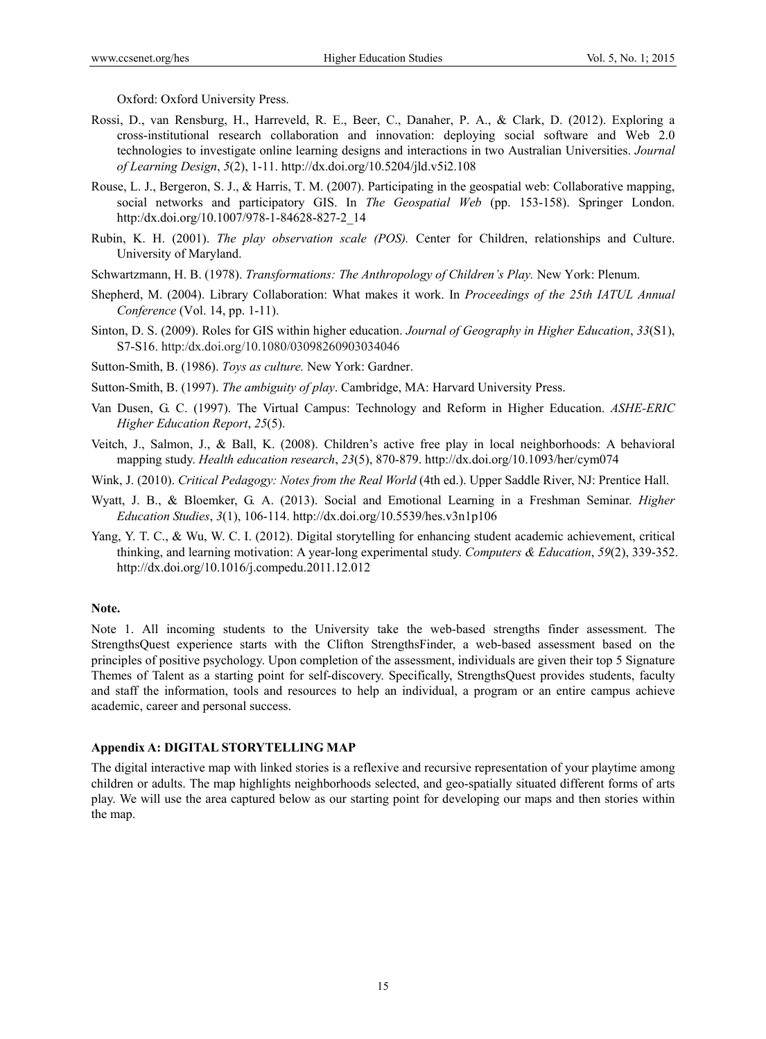Oxford: Oxford University Press.

Rossi, D., van Rensburg, H., Harreveld, R. E., Beer, C., Danaher, P. A., & Clark, D. (2012). Exploring a cross-institutional research collaboration and innovation: deploying social software and Web 2.0 technologies to investigate online learning designs and interactions in two Australian Universities. *Journal of Learning Design*, *5*(2), 1-11. http://dx.doi.org/10.5204/jld.v5i2.108

Rouse, L. J., Bergeron, S. J., & Harris, T. M. (2007). Participating in the geospatial web: Collaborative mapping, social networks and participatory GIS. In *The Geospatial Web* (pp. 153-158). Springer London. http:/dx.doi.org/10.1007/978-1-84628-827-2_14

Rubin, K. H. (2001). *The play observation scale (POS).* Center for Children, relationships and Culture. University of Maryland.

Schwartzmann, H. B. (1978). *Transformations: The Anthropology of Children's Play.* New York: Plenum.

Shepherd, M. (2004). Library Collaboration: What makes it work. In *Proceedings of the 25th IATUL Annual Conference* (Vol. 14, pp. 1-11).

Sinton, D. S. (2009). Roles for GIS within higher education. *Journal of Geography in Higher Education*, *33*(S1), S7-S16. http:/dx.doi.org/10.1080/03098260903034046

Sutton-Smith, B. (1986). *Toys as culture.* New York: Gardner.

Sutton-Smith, B. (1997). *The ambiguity of play*. Cambridge, MA: Harvard University Press.

Van Dusen, G. C. (1997). The Virtual Campus: Technology and Reform in Higher Education. *ASHE-ERIC Higher Education Report*, *25*(5).

Veitch, J., Salmon, J., & Ball, K. (2008). Children's active free play in local neighborhoods: A behavioral mapping study. *Health education research*, *23*(5), 870-879. http://dx.doi.org/10.1093/her/cym074

Wink, J. (2010). *Critical Pedagogy: Notes from the Real World* (4th ed.). Upper Saddle River, NJ: Prentice Hall.

Wyatt, J. B., & Bloemker, G. A. (2013). Social and Emotional Learning in a Freshman Seminar. *Higher Education Studies*, *3*(1), 106-114. http://dx.doi.org/10.5539/hes.v3n1p106

Yang, Y. T. C., & Wu, W. C. I. (2012). Digital storytelling for enhancing student academic achievement, critical thinking, and learning motivation: A year-long experimental study. *Computers & Education*, *59*(2), 339-352. http://dx.doi.org/10.1016/j.compedu.2011.12.012

**Note.**

Note 1. All incoming students to the University take the web-based strengths finder assessment. The StrengthsQuest experience starts with the Clifton StrengthsFinder, a web-based assessment based on the principles of positive psychology. Upon completion of the assessment, individuals are given their top 5 Signature Themes of Talent as a starting point for self-discovery. Specifically, StrengthsQuest provides students, faculty and staff the information, tools and resources to help an individual, a program or an entire campus achieve academic, career and personal success.

**Appendix A: DIGITAL STORYTELLING MAP**

The digital interactive map with linked stories is a reflexive and recursive representation of your playtime among children or adults. The map highlights neighborhoods selected, and geo-spatially situated different forms of arts play. We will use the area captured below as our starting point for developing our maps and then stories within the map.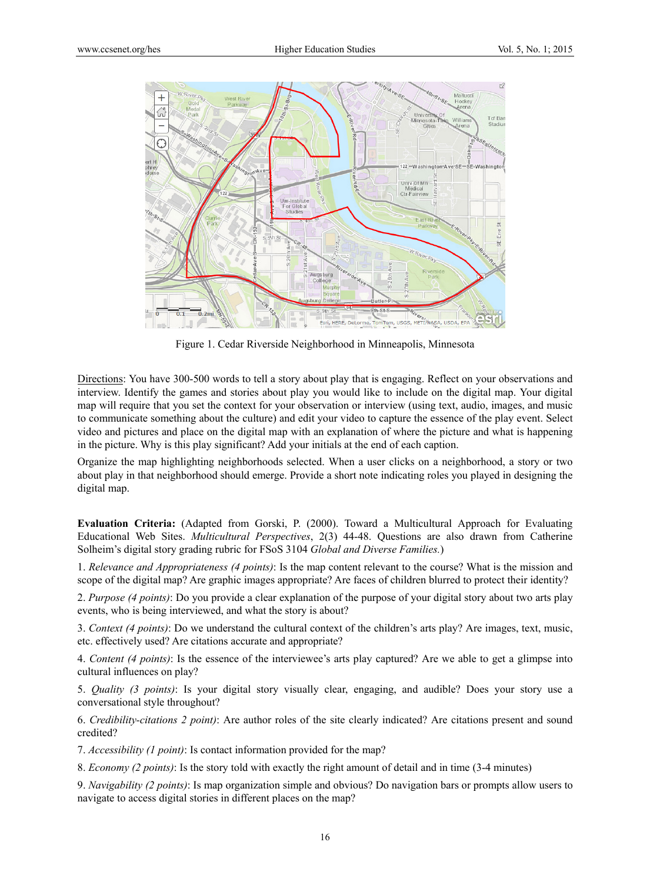Figure 1. Cedar Riverside Neighborhood in Minneapolis, Minnesota

Directions: You have 300-500 words to tell a story about play that is engaging. Reflect on your observations and interview. Identify the games and stories about play you would like to include on the digital map. Your digital map will require that you set the context for your observation or interview (using text, audio, images, and music to communicate something about the culture) and edit your video to capture the essence of the play event. Select video and pictures and place on the digital map with an explanation of where the picture and what is happening in the picture. Why is this play significant? Add your initials at the end of each caption.

Organize the map highlighting neighborhoods selected. When a user clicks on a neighborhood, a story or two about play in that neighborhood should emerge. Provide a short note indicating roles you played in designing the digital map.

**Evaluation Criteria:** (Adapted from Gorski, P. (2000). Toward a Multicultural Approach for Evaluating Educational Web Sites. *Multicultural Perspectives*, 2(3) 44-48. Questions are also drawn from Catherine Solheim's digital story grading rubric for FSoS 3104 *Global and Diverse Families.*)

1. *Relevance and Appropriateness (4 points)*: Is the map content relevant to the course? What is the mission and scope of the digital map? Are graphic images appropriate? Are faces of children blurred to protect their identity?

2. *Purpose (4 points)*: Do you provide a clear explanation of the purpose of your digital story about two arts play events, who is being interviewed, and what the story is about?

3. *Context (4 points)*: Do we understand the cultural context of the children's arts play? Are images, text, music, etc. effectively used? Are citations accurate and appropriate?

4. *Content (4 points)*: Is the essence of the interviewee's arts play captured? Are we able to get a glimpse into cultural influences on play?

5. *Quality (3 points)*: Is your digital story visually clear, engaging, and audible? Does your story use a conversational style throughout?

6. *Credibility-citations 2 point)*: Are author roles of the site clearly indicated? Are citations present and sound credited?

7. *Accessibility (1 point)*: Is contact information provided for the map?

8. *Economy (2 points)*: Is the story told with exactly the right amount of detail and in time (3-4 minutes)

9. *Navigability (2 points)*: Is map organization simple and obvious? Do navigation bars or prompts allow users to navigate to access digital stories in different places on the map?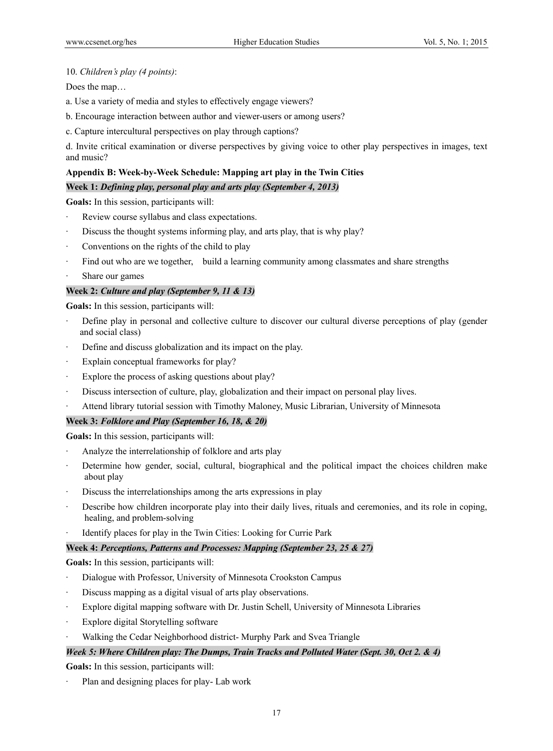10. *Children's play (4 points)*:

Does the map…

a. Use a variety of media and styles to effectively engage viewers?

b. Encourage interaction between author and viewer-users or among users?

c. Capture intercultural perspectives on play through captions?

d. Invite critical examination or diverse perspectives by giving voice to other play perspectives in images, text and music?

**Appendix B: Week-by-Week Schedule: Mapping art play in the Twin Cities**

**Week 1:** ***Defining play, personal play and arts play (September 4, 2013)***

**Goals:** In this session, participants will:

- Review course syllabus and class expectations.
- Discuss the thought systems informing play, and arts play, that is why play?
- Conventions on the rights of the child to play
- Find out who are we together, build a learning community among classmates and share strengths
- Share our games

**Week 2:** ***Culture and play (September 9, 11 & 13)***

**Goals:** In this session, participants will:

- Define play in personal and collective culture to discover our cultural diverse perceptions of play (gender and social class)
- Define and discuss globalization and its impact on the play.
- Explain conceptual frameworks for play?
- Explore the process of asking questions about play?
- Discuss intersection of culture, play, globalization and their impact on personal play lives.
- Attend library tutorial session with Timothy Maloney, Music Librarian, University of Minnesota

**Week 3:** ***Folklore and Play (September 16, 18, & 20)***

**Goals:** In this session, participants will:

- Analyze the interrelationship of folklore and arts play
- Determine how gender, social, cultural, biographical and the political impact the choices children make about play
- Discuss the interrelationships among the arts expressions in play
- Describe how children incorporate play into their daily lives, rituals and ceremonies, and its role in coping, healing, and problem-solving
- Identify places for play in the Twin Cities: Looking for Currie Park

**Week 4:** ***Perceptions, Patterns and Processes: Mapping (September 23, 25 & 27)***

**Goals:** In this session, participants will:

- Dialogue with Professor, University of Minnesota Crookston Campus
- Discuss mapping as a digital visual of arts play observations.
- Explore digital mapping software with Dr. Justin Schell, University of Minnesota Libraries
- Explore digital Storytelling software
- Walking the Cedar Neighborhood district- Murphy Park and Svea Triangle

***Week 5: Where Children play: The Dumps, Train Tracks and Polluted Water (Sept. 30, Oct 2. & 4)***

**Goals:** In this session, participants will:

- Plan and designing places for play- Lab work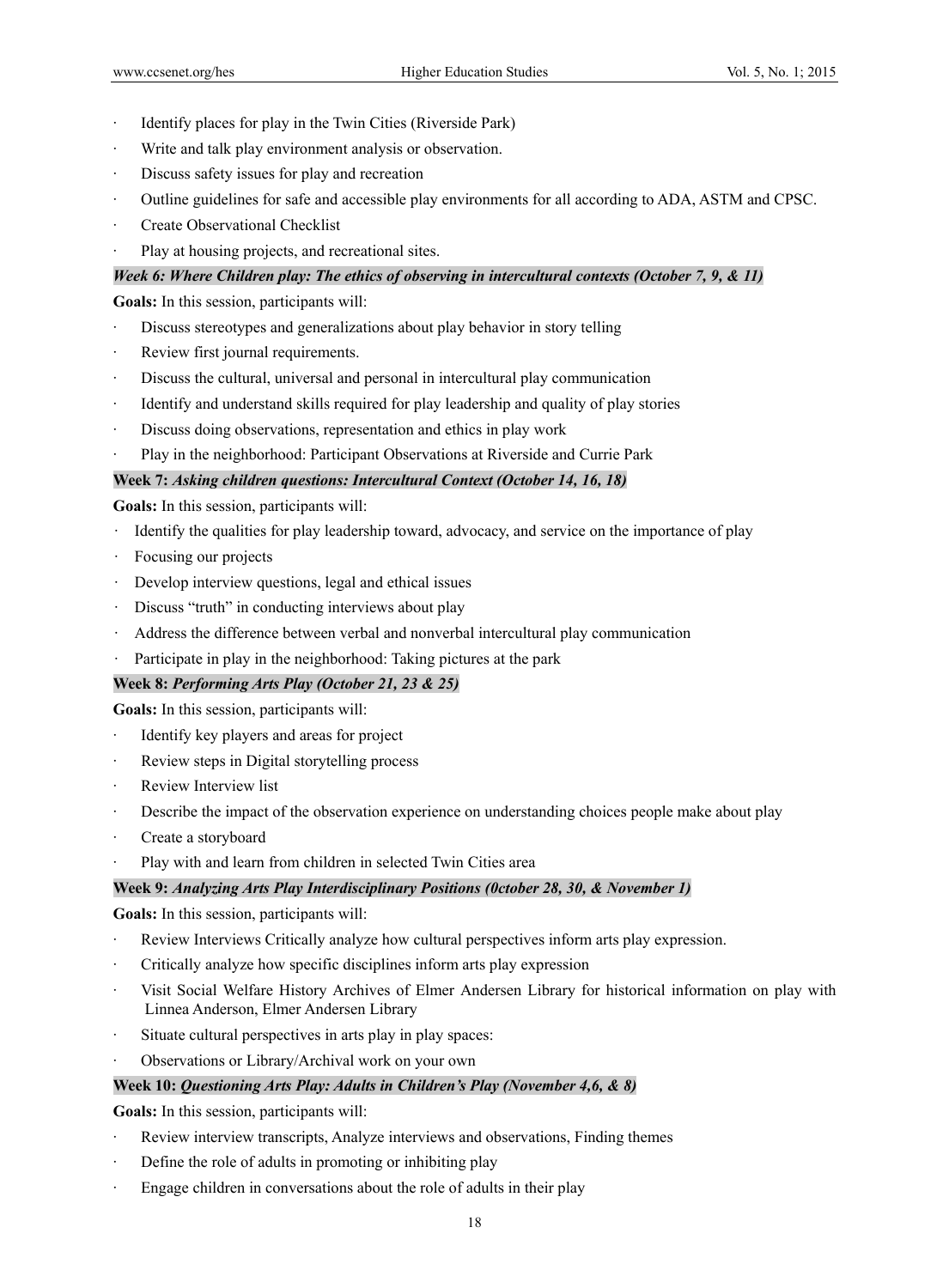- Identify places for play in the Twin Cities (Riverside Park)
- Write and talk play environment analysis or observation.
- Discuss safety issues for play and recreation
- Outline guidelines for safe and accessible play environments for all according to ADA, ASTM and CPSC.
- Create Observational Checklist
- Play at housing projects, and recreational sites.

***Week 6: Where Children play: The ethics of observing in intercultural contexts (October 7, 9, & 11)***

**Goals:** In this session, participants will:

- Discuss stereotypes and generalizations about play behavior in story telling
- Review first journal requirements.
- Discuss the cultural, universal and personal in intercultural play communication
- Identify and understand skills required for play leadership and quality of play stories
- Discuss doing observations, representation and ethics in play work
- Play in the neighborhood: Participant Observations at Riverside and Currie Park

**Week 7:** ***Asking children questions: Intercultural Context (October 14, 16, 18)***

**Goals:** In this session, participants will:

- Identify the qualities for play leadership toward, advocacy, and service on the importance of play
- Focusing our projects
- Develop interview questions, legal and ethical issues
- Discuss "truth" in conducting interviews about play
- Address the difference between verbal and nonverbal intercultural play communication
- Participate in play in the neighborhood: Taking pictures at the park

**Week 8:** ***Performing Arts Play (October 21, 23 & 25)***

**Goals:** In this session, participants will:

- Identify key players and areas for project
- Review steps in Digital storytelling process
- Review Interview list
- Describe the impact of the observation experience on understanding choices people make about play
- Create a storyboard
- Play with and learn from children in selected Twin Cities area

**Week 9:** ***Analyzing Arts Play Interdisciplinary Positions (0ctober 28, 30, & November 1)***

**Goals:** In this session, participants will:

- Review Interviews Critically analyze how cultural perspectives inform arts play expression.
- Critically analyze how specific disciplines inform arts play expression
- Visit Social Welfare History Archives of Elmer Andersen Library for historical information on play with Linnea Anderson, Elmer Andersen Library
- Situate cultural perspectives in arts play in play spaces:
- Observations or Library/Archival work on your own

**Week 10:** ***Questioning Arts Play: Adults in Children's Play (November 4,6, & 8)***

**Goals:** In this session, participants will:

- Review interview transcripts, Analyze interviews and observations, Finding themes
- Define the role of adults in promoting or inhibiting play
- Engage children in conversations about the role of adults in their play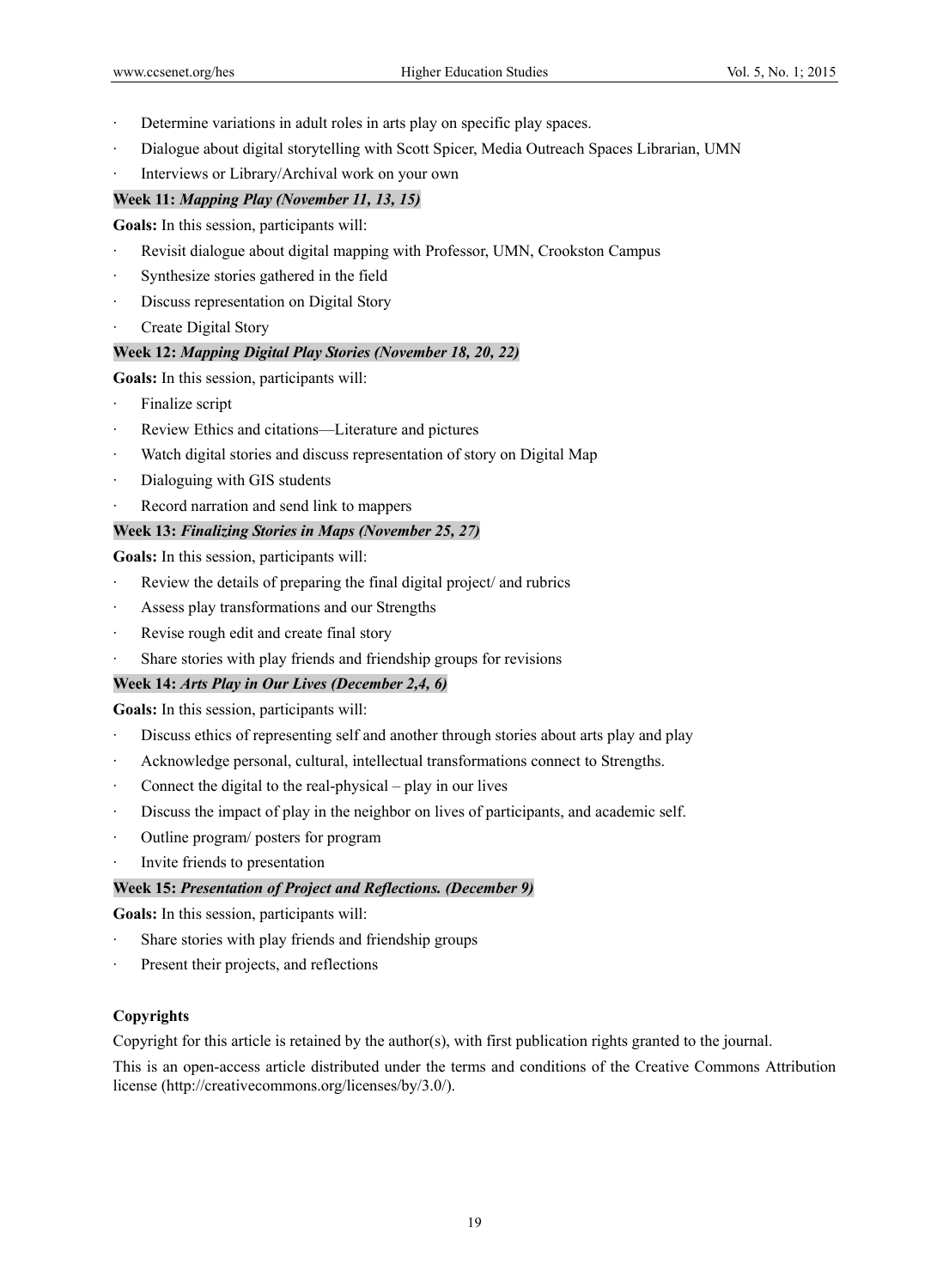- Determine variations in adult roles in arts play on specific play spaces.
- Dialogue about digital storytelling with Scott Spicer, Media Outreach Spaces Librarian, UMN
- Interviews or Library/Archival work on your own

**Week 11:** ***Mapping Play (November 11, 13, 15)***

**Goals:** In this session, participants will:

- Revisit dialogue about digital mapping with Professor, UMN, Crookston Campus
- Synthesize stories gathered in the field
- Discuss representation on Digital Story
- Create Digital Story

**Week 12:** ***Mapping Digital Play Stories (November 18, 20, 22)***

**Goals:** In this session, participants will:

- Finalize script
- Review Ethics and citations—Literature and pictures
- Watch digital stories and discuss representation of story on Digital Map
- Dialoguing with GIS students
- Record narration and send link to mappers

**Week 13:** ***Finalizing Stories in Maps (November 25, 27)***

**Goals:** In this session, participants will:

- Review the details of preparing the final digital project/ and rubrics
- Assess play transformations and our Strengths
- Revise rough edit and create final story
- Share stories with play friends and friendship groups for revisions

**Week 14:** ***Arts Play in Our Lives (December 2,4, 6)***

**Goals:** In this session, participants will:

- Discuss ethics of representing self and another through stories about arts play and play
- Acknowledge personal, cultural, intellectual transformations connect to Strengths.
- Connect the digital to the real-physical – play in our lives
- Discuss the impact of play in the neighbor on lives of participants, and academic self.
- Outline program/ posters for program
- Invite friends to presentation

**Week 15:** ***Presentation of Project and Reflections. (December 9)***

**Goals:** In this session, participants will:

- Share stories with play friends and friendship groups
- Present their projects, and reflections

## Copyrights

Copyright for this article is retained by the author(s), with first publication rights granted to the journal.

This is an open-access article distributed under the terms and conditions of the Creative Commons Attribution license (http://creativecommons.org/licenses/by/3.0/).